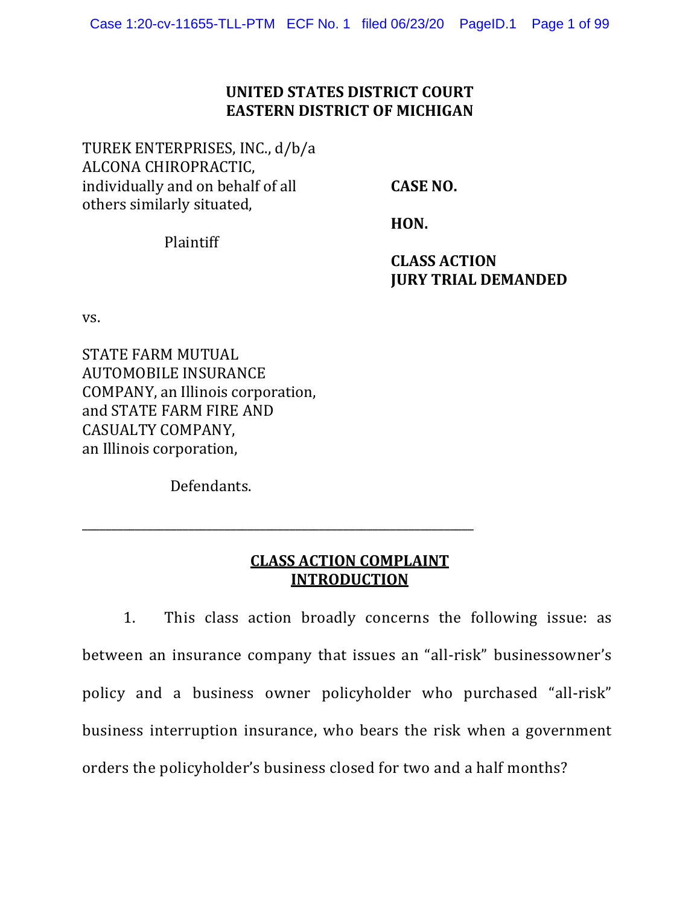**UNITED STATES DISTRICT COURT**
**EASTERN DISTRICT OF MICHIGAN**

TUREK ENTERPRISES, INC., d/b/a ALCONA CHIROPRACTIC, individually and on behalf of all others similarly situated,

Plaintiff

**CASE NO.**

**HON.**

**CLASS ACTION**
**JURY TRIAL DEMANDED**

vs.

STATE FARM MUTUAL AUTOMOBILE INSURANCE COMPANY, an Illinois corporation, and STATE FARM FIRE AND CASUALTY COMPANY, an Illinois corporation,

Defendants.

---

## CLASS ACTION COMPLAINT

## INTRODUCTION

1. This class action broadly concerns the following issue: as between an insurance company that issues an "all-risk" businessowner's policy and a business owner policyholder who purchased "all-risk" business interruption insurance, who bears the risk when a government orders the policyholder's business closed for two and a half months?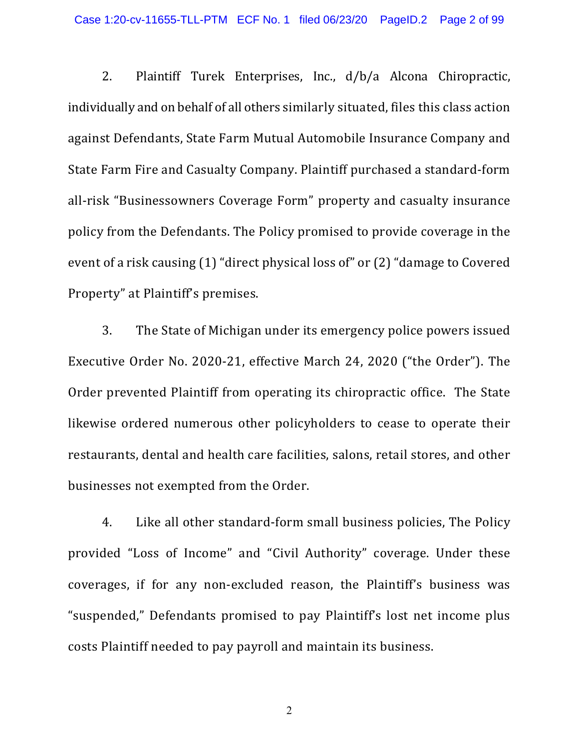2. Plaintiff Turek Enterprises, Inc., d/b/a Alcona Chiropractic, individually and on behalf of all others similarly situated, files this class action against Defendants, State Farm Mutual Automobile Insurance Company and State Farm Fire and Casualty Company. Plaintiff purchased a standard-form all-risk "Businessowners Coverage Form" property and casualty insurance policy from the Defendants. The Policy promised to provide coverage in the event of a risk causing (1) "direct physical loss of" or (2) "damage to Covered Property" at Plaintiff's premises.

3. The State of Michigan under its emergency police powers issued Executive Order No. 2020-21, effective March 24, 2020 ("the Order"). The Order prevented Plaintiff from operating its chiropractic office. The State likewise ordered numerous other policyholders to cease to operate their restaurants, dental and health care facilities, salons, retail stores, and other businesses not exempted from the Order.

4. Like all other standard-form small business policies, The Policy provided "Loss of Income" and "Civil Authority" coverage. Under these coverages, if for any non-excluded reason, the Plaintiff's business was "suspended," Defendants promised to pay Plaintiff's lost net income plus costs Plaintiff needed to pay payroll and maintain its business.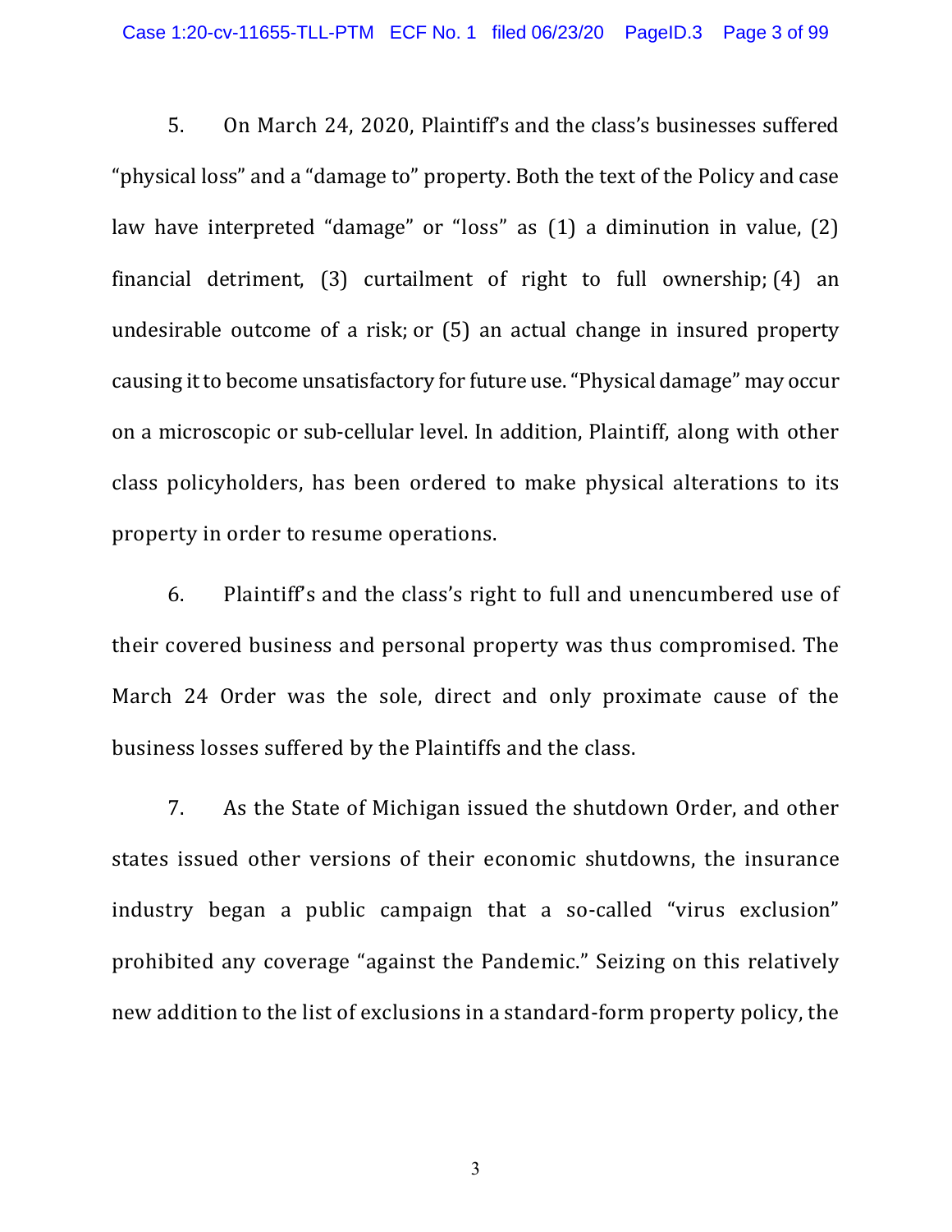5. On March 24, 2020, Plaintiff's and the class's businesses suffered "physical loss" and a "damage to" property. Both the text of the Policy and case law have interpreted "damage" or "loss" as (1) a diminution in value, (2) financial detriment, (3) curtailment of right to full ownership; (4) an undesirable outcome of a risk; or (5) an actual change in insured property causing it to become unsatisfactory for future use. "Physical damage" may occur on a microscopic or sub-cellular level. In addition, Plaintiff, along with other class policyholders, has been ordered to make physical alterations to its property in order to resume operations.

6. Plaintiff's and the class's right to full and unencumbered use of their covered business and personal property was thus compromised. The March 24 Order was the sole, direct and only proximate cause of the business losses suffered by the Plaintiffs and the class.

7. As the State of Michigan issued the shutdown Order, and other states issued other versions of their economic shutdowns, the insurance industry began a public campaign that a so-called "virus exclusion" prohibited any coverage "against the Pandemic." Seizing on this relatively new addition to the list of exclusions in a standard-form property policy, the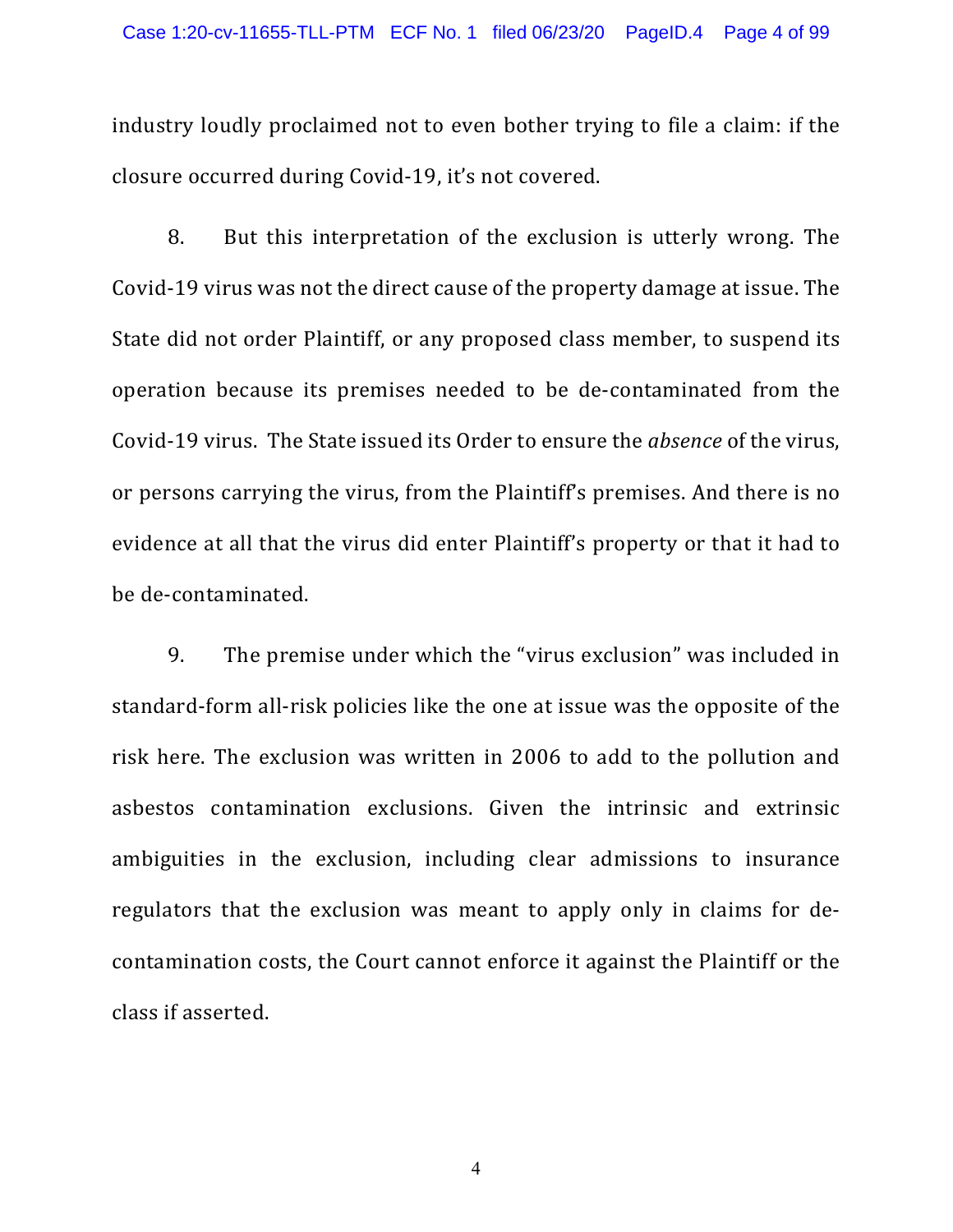industry loudly proclaimed not to even bother trying to file a claim: if the closure occurred during Covid-19, it's not covered.

8. But this interpretation of the exclusion is utterly wrong. The Covid-19 virus was not the direct cause of the property damage at issue. The State did not order Plaintiff, or any proposed class member, to suspend its operation because its premises needed to be de-contaminated from the Covid-19 virus. The State issued its Order to ensure the *absence* of the virus, or persons carrying the virus, from the Plaintiff's premises. And there is no evidence at all that the virus did enter Plaintiff's property or that it had to be de-contaminated.

9. The premise under which the "virus exclusion" was included in standard-form all-risk policies like the one at issue was the opposite of the risk here. The exclusion was written in 2006 to add to the pollution and asbestos contamination exclusions. Given the intrinsic and extrinsic ambiguities in the exclusion, including clear admissions to insurance regulators that the exclusion was meant to apply only in claims for de-contamination costs, the Court cannot enforce it against the Plaintiff or the class if asserted.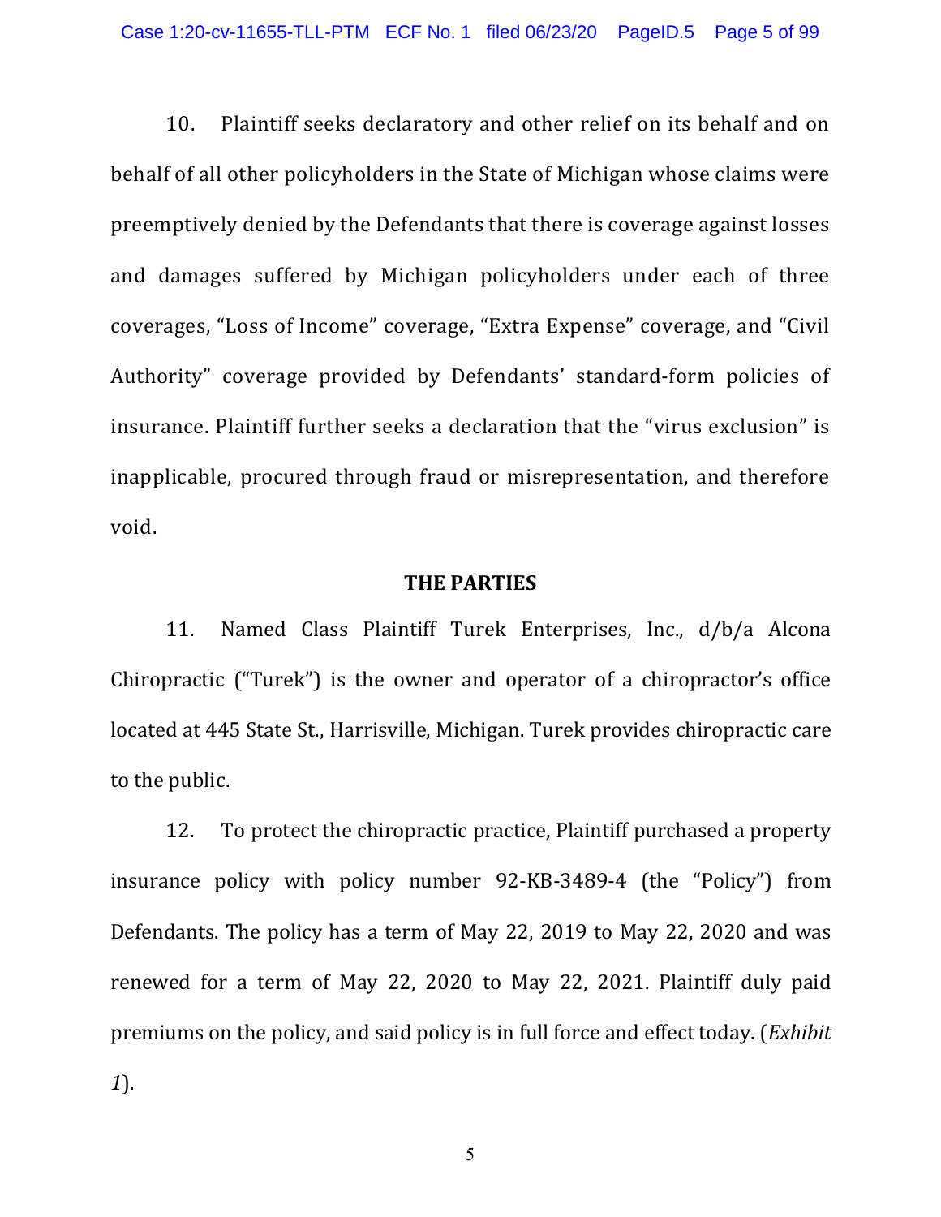10. Plaintiff seeks declaratory and other relief on its behalf and on behalf of all other policyholders in the State of Michigan whose claims were preemptively denied by the Defendants that there is coverage against losses and damages suffered by Michigan policyholders under each of three coverages, "Loss of Income" coverage, "Extra Expense" coverage, and "Civil Authority" coverage provided by Defendants' standard-form policies of insurance. Plaintiff further seeks a declaration that the "virus exclusion" is inapplicable, procured through fraud or misrepresentation, and therefore void.

## THE PARTIES

11. Named Class Plaintiff Turek Enterprises, Inc., d/b/a Alcona Chiropractic ("Turek") is the owner and operator of a chiropractor's office located at 445 State St., Harrisville, Michigan. Turek provides chiropractic care to the public.

12. To protect the chiropractic practice, Plaintiff purchased a property insurance policy with policy number 92-KB-3489-4 (the "Policy") from Defendants. The policy has a term of May 22, 2019 to May 22, 2020 and was renewed for a term of May 22, 2020 to May 22, 2021. Plaintiff duly paid premiums on the policy, and said policy is in full force and effect today. (*Exhibit 1*).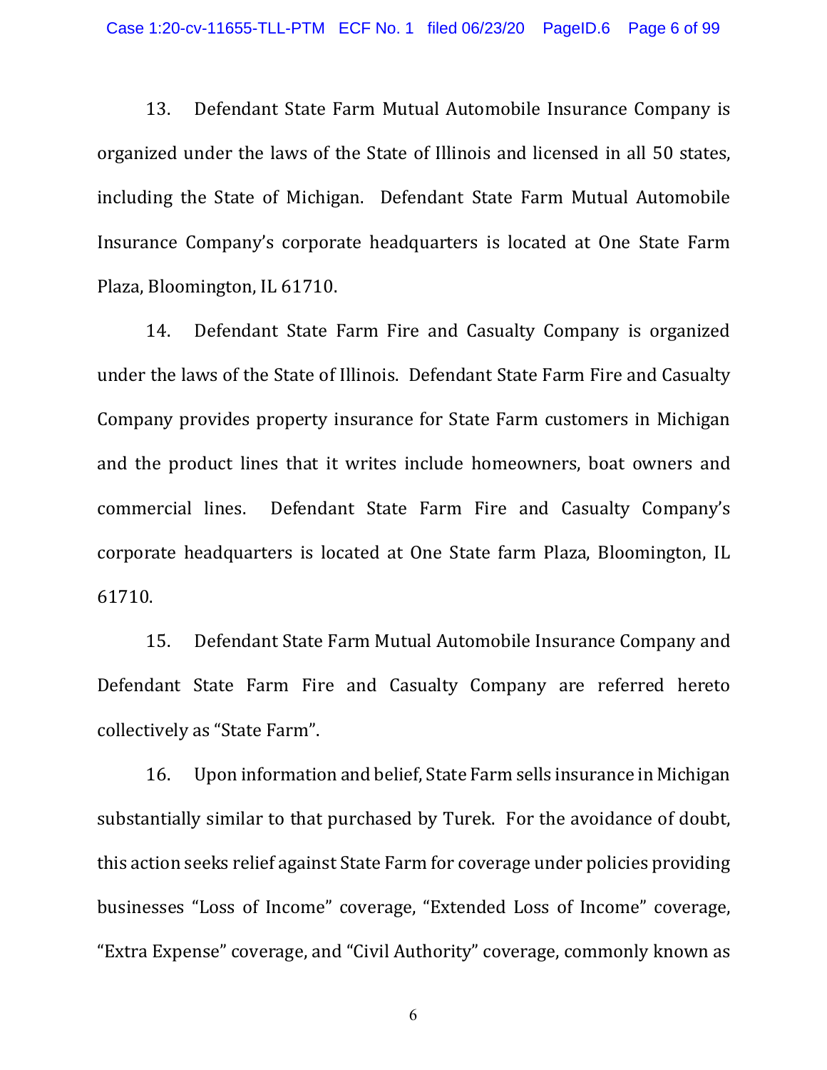13. Defendant State Farm Mutual Automobile Insurance Company is organized under the laws of the State of Illinois and licensed in all 50 states, including the State of Michigan. Defendant State Farm Mutual Automobile Insurance Company's corporate headquarters is located at One State Farm Plaza, Bloomington, IL 61710.

14. Defendant State Farm Fire and Casualty Company is organized under the laws of the State of Illinois. Defendant State Farm Fire and Casualty Company provides property insurance for State Farm customers in Michigan and the product lines that it writes include homeowners, boat owners and commercial lines. Defendant State Farm Fire and Casualty Company's corporate headquarters is located at One State farm Plaza, Bloomington, IL 61710.

15. Defendant State Farm Mutual Automobile Insurance Company and Defendant State Farm Fire and Casualty Company are referred hereto collectively as "State Farm".

16. Upon information and belief, State Farm sells insurance in Michigan substantially similar to that purchased by Turek. For the avoidance of doubt, this action seeks relief against State Farm for coverage under policies providing businesses "Loss of Income" coverage, "Extended Loss of Income" coverage, "Extra Expense" coverage, and "Civil Authority" coverage, commonly known as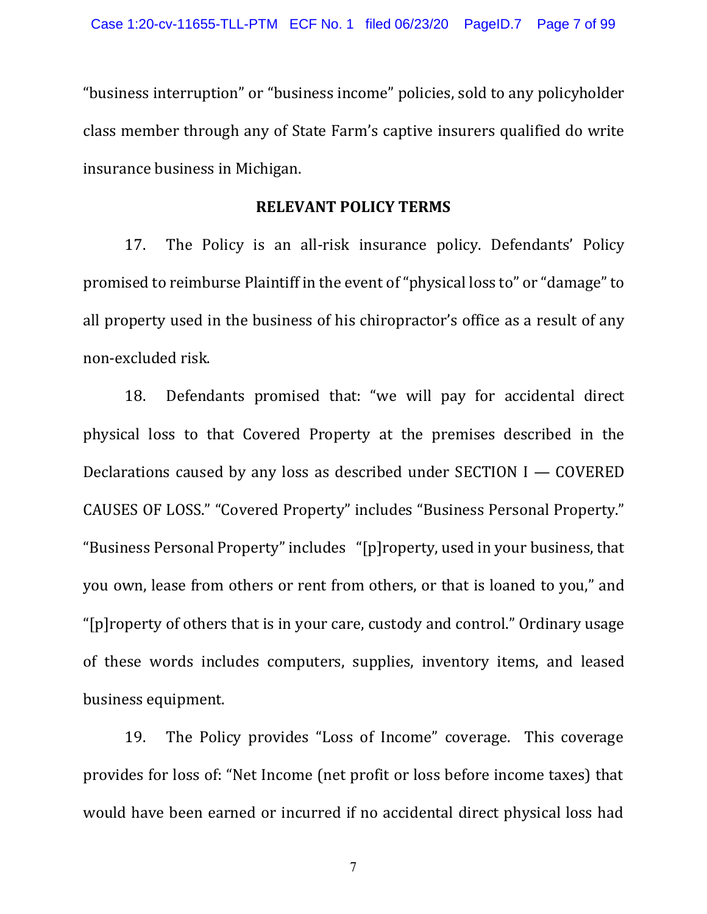"business interruption" or "business income" policies, sold to any policyholder class member through any of State Farm's captive insurers qualified do write insurance business in Michigan.

**RELEVANT POLICY TERMS**

17. The Policy is an all-risk insurance policy. Defendants' Policy promised to reimburse Plaintiff in the event of "physical loss to" or "damage" to all property used in the business of his chiropractor's office as a result of any non-excluded risk.

18. Defendants promised that: "we will pay for accidental direct physical loss to that Covered Property at the premises described in the Declarations caused by any loss as described under SECTION I — COVERED CAUSES OF LOSS." "Covered Property" includes "Business Personal Property." "Business Personal Property" includes "[p]roperty, used in your business, that you own, lease from others or rent from others, or that is loaned to you," and "[p]roperty of others that is in your care, custody and control." Ordinary usage of these words includes computers, supplies, inventory items, and leased business equipment.

19. The Policy provides "Loss of Income" coverage. This coverage provides for loss of: "Net Income (net profit or loss before income taxes) that would have been earned or incurred if no accidental direct physical loss had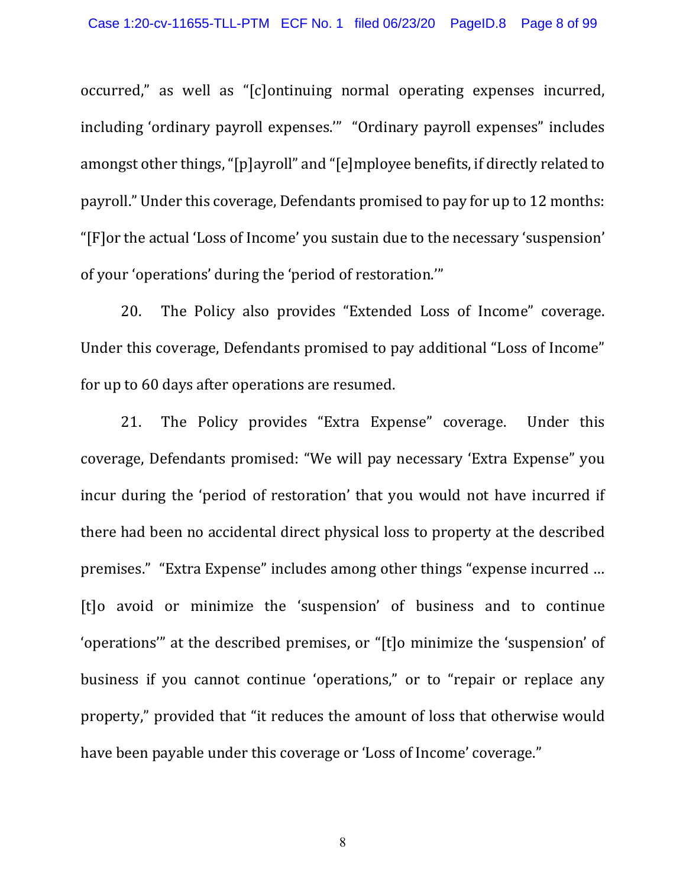occurred," as well as "[c]ontinuing normal operating expenses incurred, including 'ordinary payroll expenses.'" "Ordinary payroll expenses" includes amongst other things, "[p]ayroll" and "[e]mployee benefits, if directly related to payroll." Under this coverage, Defendants promised to pay for up to 12 months: "[F]or the actual 'Loss of Income' you sustain due to the necessary 'suspension' of your 'operations' during the 'period of restoration.'"

20. The Policy also provides "Extended Loss of Income" coverage. Under this coverage, Defendants promised to pay additional "Loss of Income" for up to 60 days after operations are resumed.

21. The Policy provides "Extra Expense" coverage. Under this coverage, Defendants promised: "We will pay necessary 'Extra Expense" you incur during the 'period of restoration' that you would not have incurred if there had been no accidental direct physical loss to property at the described premises." "Extra Expense" includes among other things "expense incurred … [t]o avoid or minimize the 'suspension' of business and to continue 'operations'" at the described premises, or "[t]o minimize the 'suspension' of business if you cannot continue 'operations," or to "repair or replace any property," provided that "it reduces the amount of loss that otherwise would have been payable under this coverage or 'Loss of Income' coverage."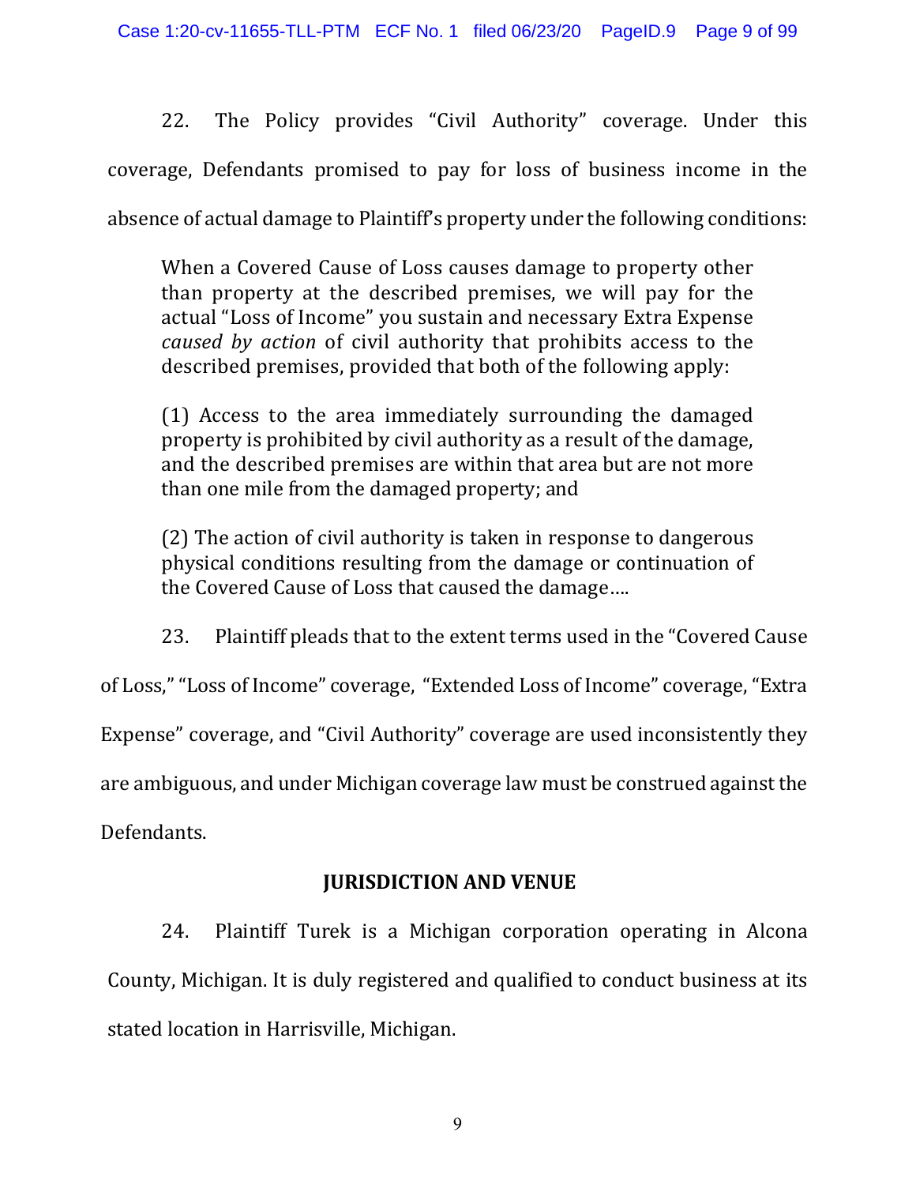22. The Policy provides "Civil Authority" coverage. Under this coverage, Defendants promised to pay for loss of business income in the absence of actual damage to Plaintiff's property under the following conditions:

> When a Covered Cause of Loss causes damage to property other than property at the described premises, we will pay for the actual "Loss of Income" you sustain and necessary Extra Expense *caused by action* of civil authority that prohibits access to the described premises, provided that both of the following apply:
>
> (1) Access to the area immediately surrounding the damaged property is prohibited by civil authority as a result of the damage, and the described premises are within that area but are not more than one mile from the damaged property; and
>
> (2) The action of civil authority is taken in response to dangerous physical conditions resulting from the damage or continuation of the Covered Cause of Loss that caused the damage….

23. Plaintiff pleads that to the extent terms used in the "Covered Cause of Loss," "Loss of Income" coverage, "Extended Loss of Income" coverage, "Extra Expense" coverage, and "Civil Authority" coverage are used inconsistently they are ambiguous, and under Michigan coverage law must be construed against the Defendants.

## JURISDICTION AND VENUE

24. Plaintiff Turek is a Michigan corporation operating in Alcona County, Michigan. It is duly registered and qualified to conduct business at its stated location in Harrisville, Michigan.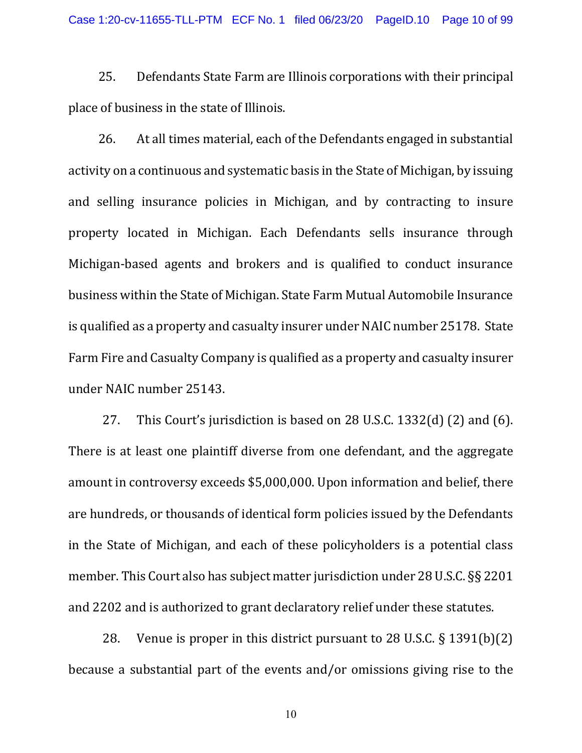25. Defendants State Farm are Illinois corporations with their principal place of business in the state of Illinois.

26. At all times material, each of the Defendants engaged in substantial activity on a continuous and systematic basis in the State of Michigan, by issuing and selling insurance policies in Michigan, and by contracting to insure property located in Michigan. Each Defendants sells insurance through Michigan-based agents and brokers and is qualified to conduct insurance business within the State of Michigan. State Farm Mutual Automobile Insurance is qualified as a property and casualty insurer under NAIC number 25178. State Farm Fire and Casualty Company is qualified as a property and casualty insurer under NAIC number 25143.

27. This Court's jurisdiction is based on 28 U.S.C. 1332(d) (2) and (6). There is at least one plaintiff diverse from one defendant, and the aggregate amount in controversy exceeds $5,000,000. Upon information and belief, there are hundreds, or thousands of identical form policies issued by the Defendants in the State of Michigan, and each of these policyholders is a potential class member. This Court also has subject matter jurisdiction under 28 U.S.C. §§ 2201 and 2202 and is authorized to grant declaratory relief under these statutes.

28. Venue is proper in this district pursuant to 28 U.S.C. § 1391(b)(2) because a substantial part of the events and/or omissions giving rise to the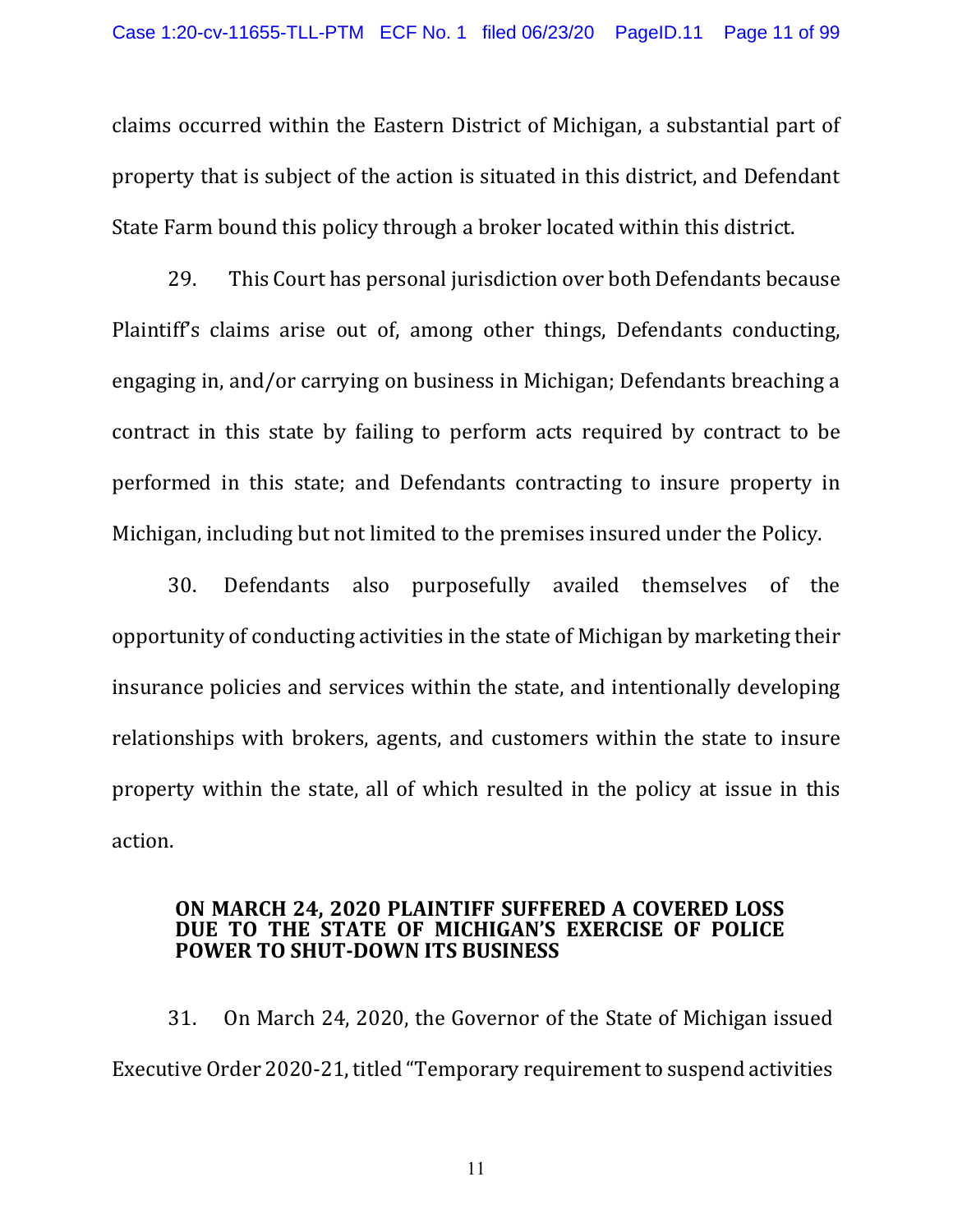claims occurred within the Eastern District of Michigan, a substantial part of property that is subject of the action is situated in this district, and Defendant State Farm bound this policy through a broker located within this district.

29. This Court has personal jurisdiction over both Defendants because Plaintiff's claims arise out of, among other things, Defendants conducting, engaging in, and/or carrying on business in Michigan; Defendants breaching a contract in this state by failing to perform acts required by contract to be performed in this state; and Defendants contracting to insure property in Michigan, including but not limited to the premises insured under the Policy.

30. Defendants also purposefully availed themselves of the opportunity of conducting activities in the state of Michigan by marketing their insurance policies and services within the state, and intentionally developing relationships with brokers, agents, and customers within the state to insure property within the state, all of which resulted in the policy at issue in this action.

## ON MARCH 24, 2020 PLAINTIFF SUFFERED A COVERED LOSS DUE TO THE STATE OF MICHIGAN'S EXERCISE OF POLICE POWER TO SHUT-DOWN ITS BUSINESS

31. On March 24, 2020, the Governor of the State of Michigan issued Executive Order 2020-21, titled "Temporary requirement to suspend activities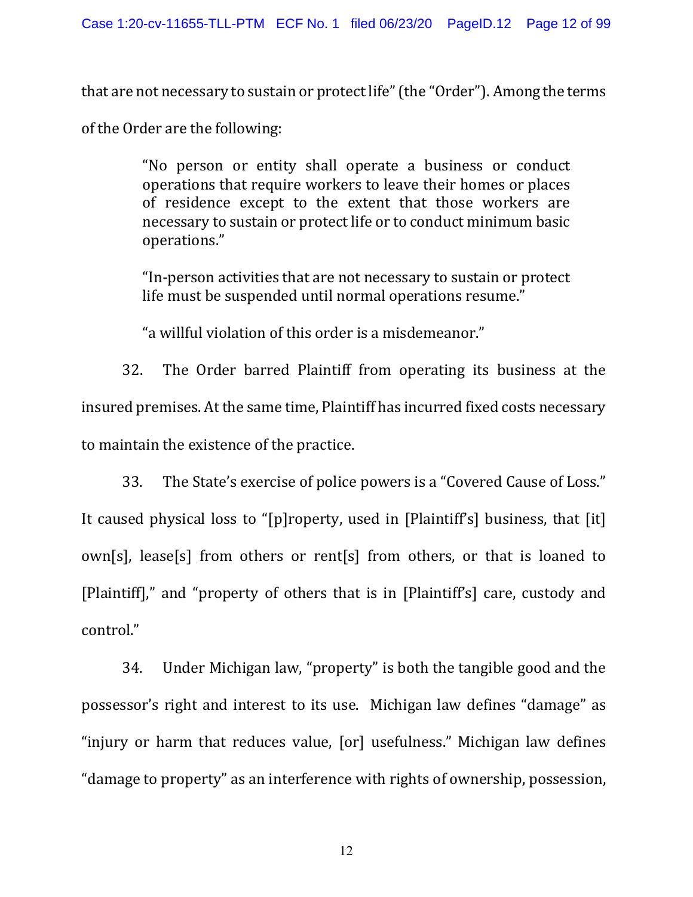that are not necessary to sustain or protect life" (the "Order"). Among the terms of the Order are the following:

> "No person or entity shall operate a business or conduct operations that require workers to leave their homes or places of residence except to the extent that those workers are necessary to sustain or protect life or to conduct minimum basic operations."
>
> "In-person activities that are not necessary to sustain or protect life must be suspended until normal operations resume."
>
> "a willful violation of this order is a misdemeanor."

32. The Order barred Plaintiff from operating its business at the insured premises. At the same time, Plaintiff has incurred fixed costs necessary to maintain the existence of the practice.

33. The State's exercise of police powers is a "Covered Cause of Loss." It caused physical loss to "[p]roperty, used in [Plaintiff's] business, that [it] own[s], lease[s] from others or rent[s] from others, or that is loaned to [Plaintiff]," and "property of others that is in [Plaintiff's] care, custody and control."

34. Under Michigan law, "property" is both the tangible good and the possessor's right and interest to its use. Michigan law defines "damage" as "injury or harm that reduces value, [or] usefulness." Michigan law defines "damage to property" as an interference with rights of ownership, possession,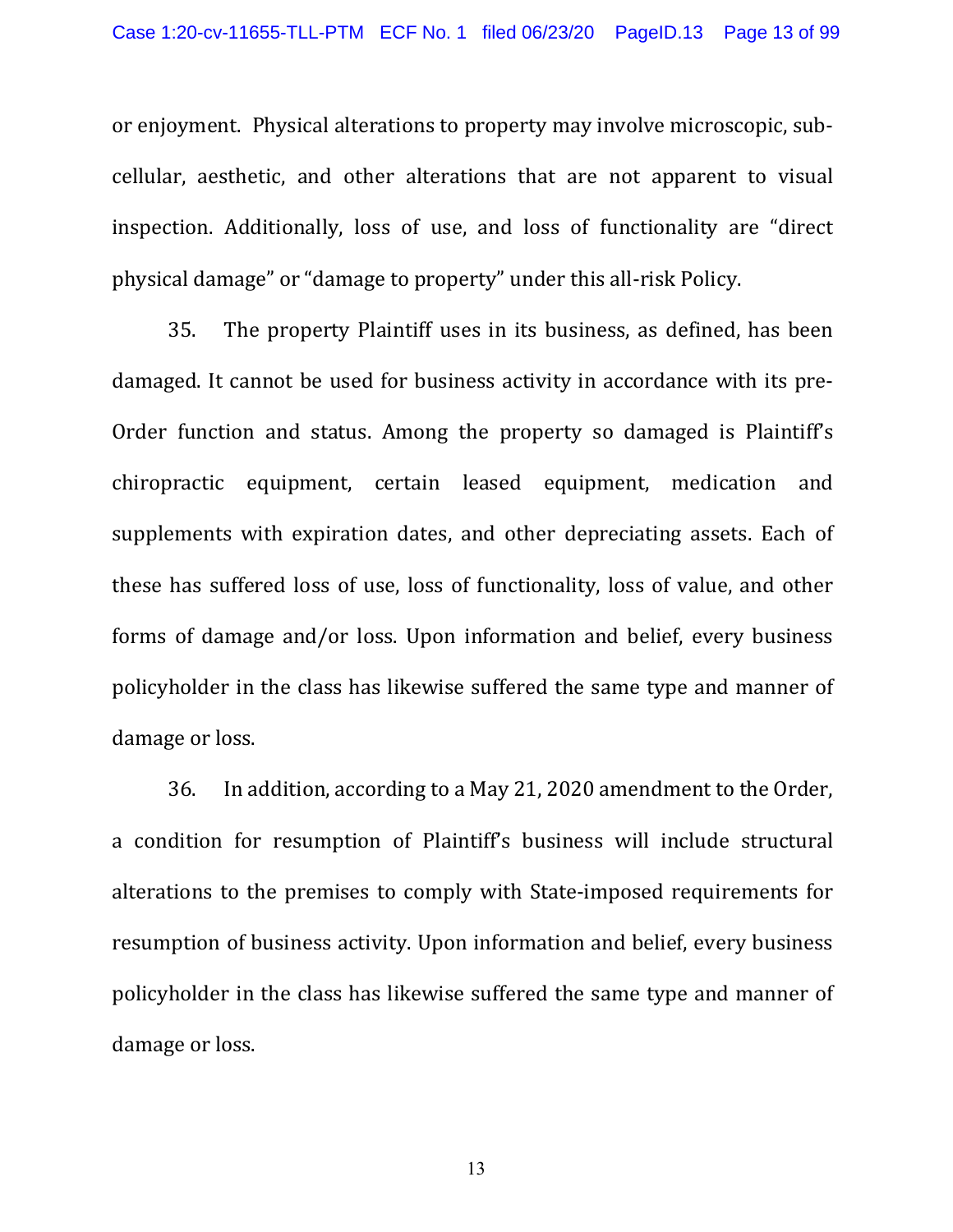or enjoyment. Physical alterations to property may involve microscopic, sub-cellular, aesthetic, and other alterations that are not apparent to visual inspection. Additionally, loss of use, and loss of functionality are "direct physical damage" or "damage to property" under this all-risk Policy.

35. The property Plaintiff uses in its business, as defined, has been damaged. It cannot be used for business activity in accordance with its pre-Order function and status. Among the property so damaged is Plaintiff's chiropractic equipment, certain leased equipment, medication and supplements with expiration dates, and other depreciating assets. Each of these has suffered loss of use, loss of functionality, loss of value, and other forms of damage and/or loss. Upon information and belief, every business policyholder in the class has likewise suffered the same type and manner of damage or loss.

36. In addition, according to a May 21, 2020 amendment to the Order, a condition for resumption of Plaintiff's business will include structural alterations to the premises to comply with State-imposed requirements for resumption of business activity. Upon information and belief, every business policyholder in the class has likewise suffered the same type and manner of damage or loss.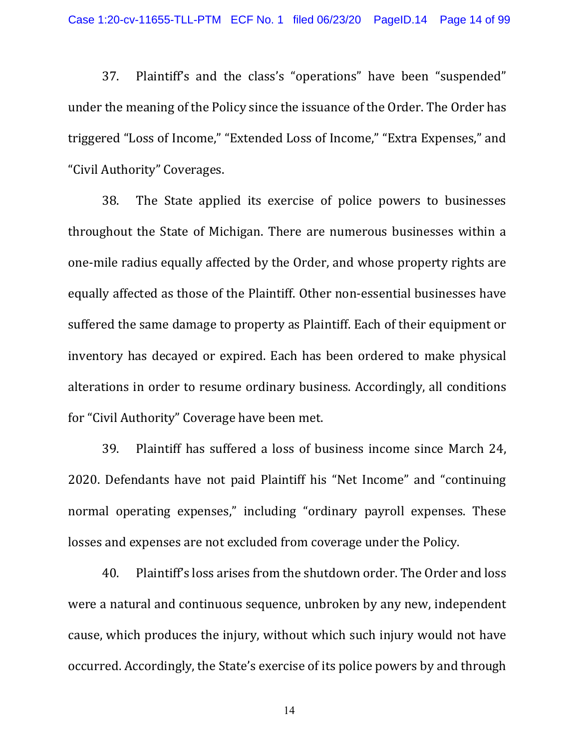37. Plaintiff's and the class's "operations" have been "suspended" under the meaning of the Policy since the issuance of the Order. The Order has triggered "Loss of Income," "Extended Loss of Income," "Extra Expenses," and "Civil Authority" Coverages.

38. The State applied its exercise of police powers to businesses throughout the State of Michigan. There are numerous businesses within a one-mile radius equally affected by the Order, and whose property rights are equally affected as those of the Plaintiff. Other non-essential businesses have suffered the same damage to property as Plaintiff. Each of their equipment or inventory has decayed or expired. Each has been ordered to make physical alterations in order to resume ordinary business. Accordingly, all conditions for "Civil Authority" Coverage have been met.

39. Plaintiff has suffered a loss of business income since March 24, 2020. Defendants have not paid Plaintiff his "Net Income" and "continuing normal operating expenses," including "ordinary payroll expenses. These losses and expenses are not excluded from coverage under the Policy.

40. Plaintiff's loss arises from the shutdown order. The Order and loss were a natural and continuous sequence, unbroken by any new, independent cause, which produces the injury, without which such injury would not have occurred. Accordingly, the State's exercise of its police powers by and through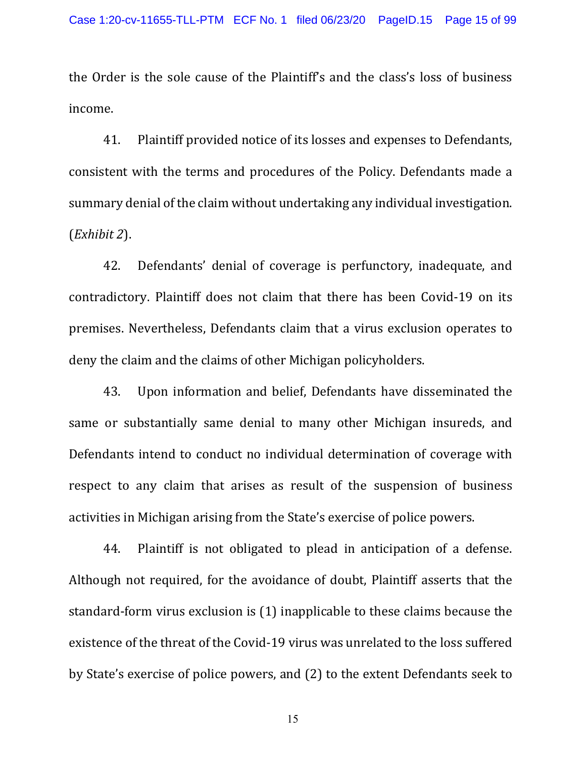the Order is the sole cause of the Plaintiff's and the class's loss of business income.

41. Plaintiff provided notice of its losses and expenses to Defendants, consistent with the terms and procedures of the Policy. Defendants made a summary denial of the claim without undertaking any individual investigation. (*Exhibit 2*).

42. Defendants' denial of coverage is perfunctory, inadequate, and contradictory. Plaintiff does not claim that there has been Covid-19 on its premises. Nevertheless, Defendants claim that a virus exclusion operates to deny the claim and the claims of other Michigan policyholders.

43. Upon information and belief, Defendants have disseminated the same or substantially same denial to many other Michigan insureds, and Defendants intend to conduct no individual determination of coverage with respect to any claim that arises as result of the suspension of business activities in Michigan arising from the State's exercise of police powers.

44. Plaintiff is not obligated to plead in anticipation of a defense. Although not required, for the avoidance of doubt, Plaintiff asserts that the standard-form virus exclusion is (1) inapplicable to these claims because the existence of the threat of the Covid-19 virus was unrelated to the loss suffered by State's exercise of police powers, and (2) to the extent Defendants seek to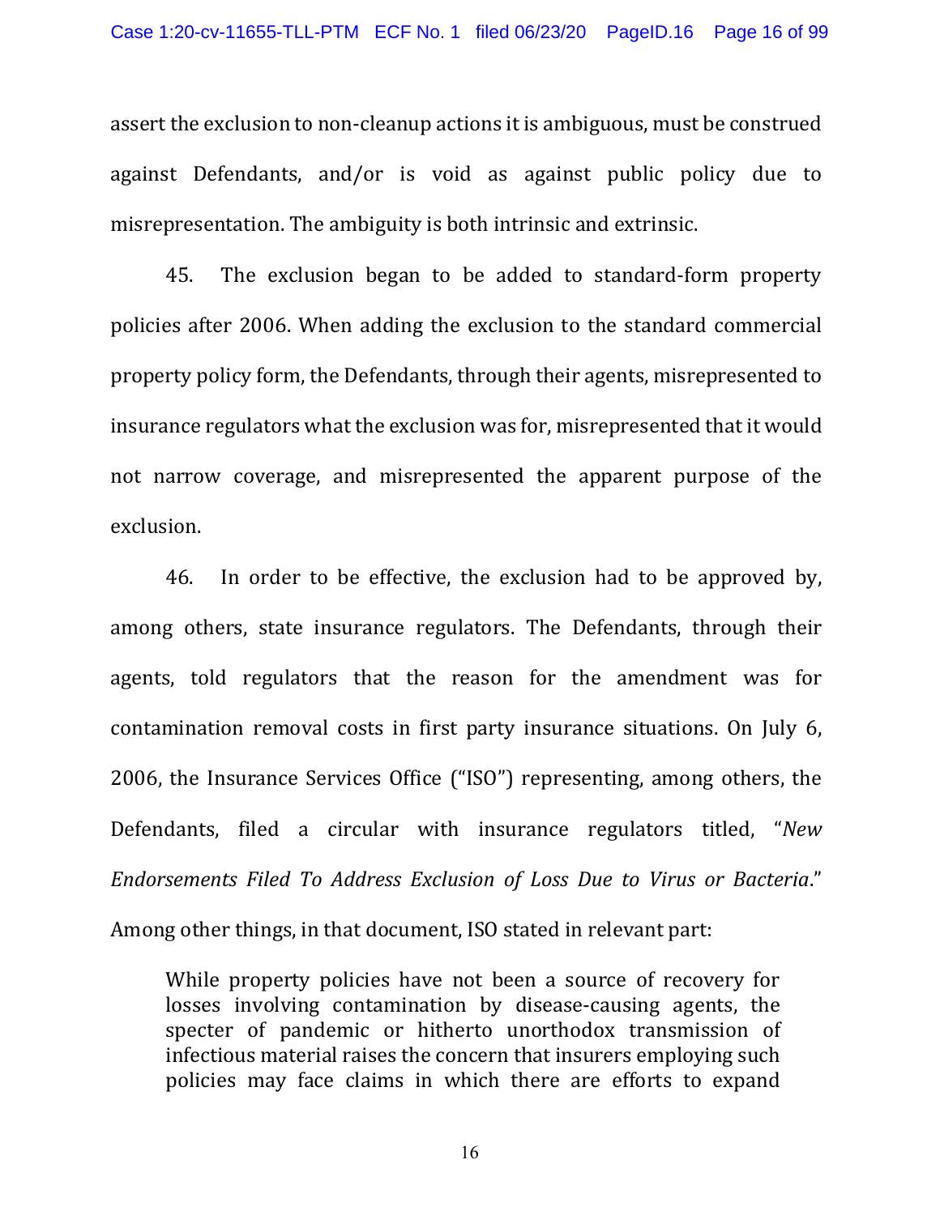assert the exclusion to non-cleanup actions it is ambiguous, must be construed against Defendants, and/or is void as against public policy due to misrepresentation. The ambiguity is both intrinsic and extrinsic.

45. The exclusion began to be added to standard-form property policies after 2006. When adding the exclusion to the standard commercial property policy form, the Defendants, through their agents, misrepresented to insurance regulators what the exclusion was for, misrepresented that it would not narrow coverage, and misrepresented the apparent purpose of the exclusion.

46. In order to be effective, the exclusion had to be approved by, among others, state insurance regulators. The Defendants, through their agents, told regulators that the reason for the amendment was for contamination removal costs in first party insurance situations. On July 6, 2006, the Insurance Services Office ("ISO") representing, among others, the Defendants, filed a circular with insurance regulators titled, "*New Endorsements Filed To Address Exclusion of Loss Due to Virus or Bacteria*." Among other things, in that document, ISO stated in relevant part:

> While property policies have not been a source of recovery for losses involving contamination by disease-causing agents, the specter of pandemic or hitherto unorthodox transmission of infectious material raises the concern that insurers employing such policies may face claims in which there are efforts to expand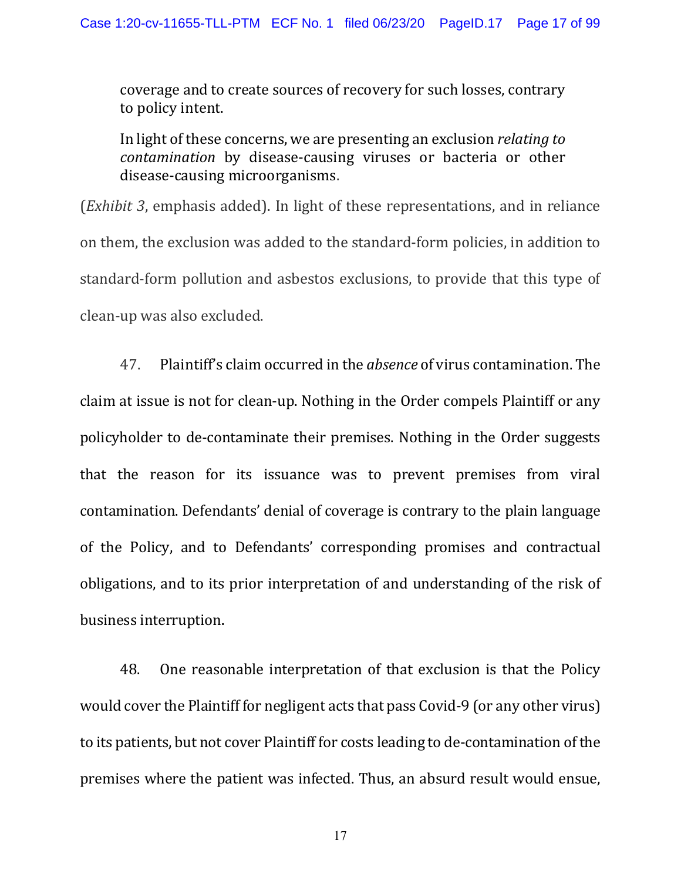> coverage and to create sources of recovery for such losses, contrary to policy intent.
>
> In light of these concerns, we are presenting an exclusion *relating to contamination* by disease-causing viruses or bacteria or other disease-causing microorganisms.

(*Exhibit 3*, emphasis added). In light of these representations, and in reliance on them, the exclusion was added to the standard-form policies, in addition to standard-form pollution and asbestos exclusions, to provide that this type of clean-up was also excluded.

47. Plaintiff's claim occurred in the *absence* of virus contamination. The claim at issue is not for clean-up. Nothing in the Order compels Plaintiff or any policyholder to de-contaminate their premises. Nothing in the Order suggests that the reason for its issuance was to prevent premises from viral contamination. Defendants' denial of coverage is contrary to the plain language of the Policy, and to Defendants' corresponding promises and contractual obligations, and to its prior interpretation of and understanding of the risk of business interruption.

48. One reasonable interpretation of that exclusion is that the Policy would cover the Plaintiff for negligent acts that pass Covid-9 (or any other virus) to its patients, but not cover Plaintiff for costs leading to de-contamination of the premises where the patient was infected. Thus, an absurd result would ensue,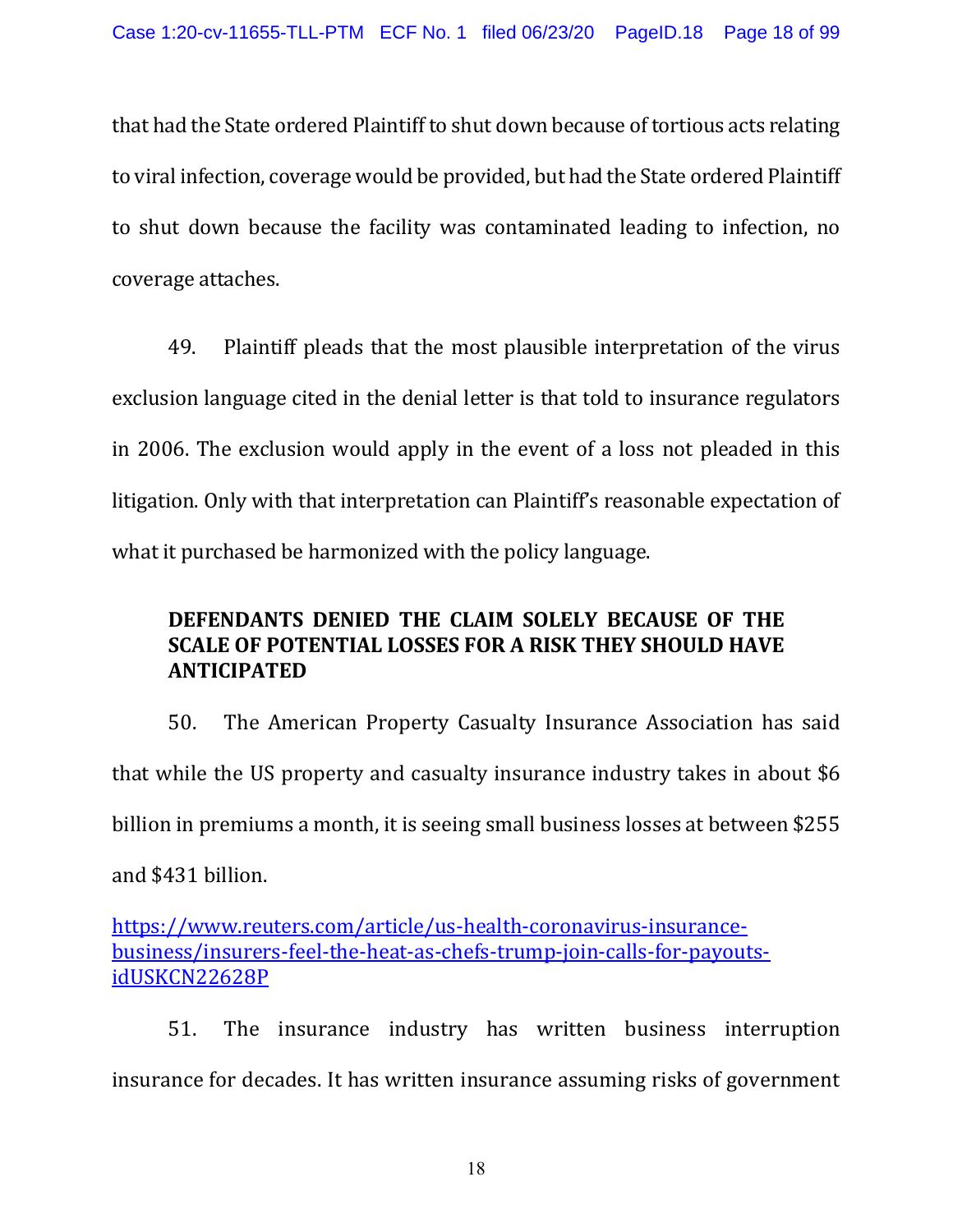that had the State ordered Plaintiff to shut down because of tortious acts relating to viral infection, coverage would be provided, but had the State ordered Plaintiff to shut down because the facility was contaminated leading to infection, no coverage attaches.

49. Plaintiff pleads that the most plausible interpretation of the virus exclusion language cited in the denial letter is that told to insurance regulators in 2006. The exclusion would apply in the event of a loss not pleaded in this litigation. Only with that interpretation can Plaintiff's reasonable expectation of what it purchased be harmonized with the policy language.

**DEFENDANTS DENIED THE CLAIM SOLELY BECAUSE OF THE SCALE OF POTENTIAL LOSSES FOR A RISK THEY SHOULD HAVE ANTICIPATED**

50. The American Property Casualty Insurance Association has said that while the US property and casualty insurance industry takes in about $6 billion in premiums a month, it is seeing small business losses at between $255 and $431 billion.

https://www.reuters.com/article/us-health-coronavirus-insurance-business/insurers-feel-the-heat-as-chefs-trump-join-calls-for-payouts-idUSKCN22628P

51. The insurance industry has written business interruption insurance for decades. It has written insurance assuming risks of government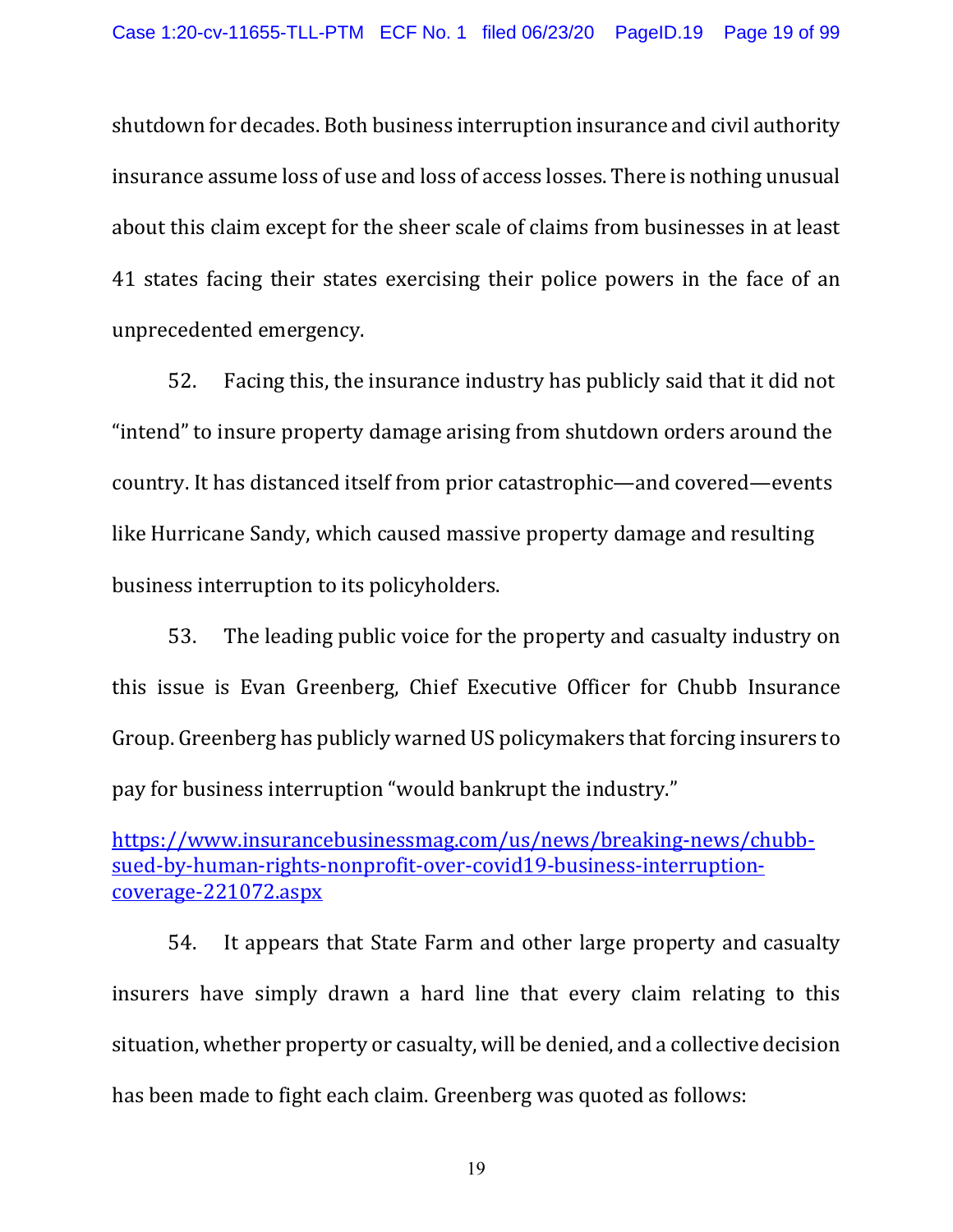shutdown for decades. Both business interruption insurance and civil authority insurance assume loss of use and loss of access losses. There is nothing unusual about this claim except for the sheer scale of claims from businesses in at least 41 states facing their states exercising their police powers in the face of an unprecedented emergency.

52. Facing this, the insurance industry has publicly said that it did not "intend" to insure property damage arising from shutdown orders around the country. It has distanced itself from prior catastrophic—and covered—events like Hurricane Sandy, which caused massive property damage and resulting business interruption to its policyholders.

53. The leading public voice for the property and casualty industry on this issue is Evan Greenberg, Chief Executive Officer for Chubb Insurance Group. Greenberg has publicly warned US policymakers that forcing insurers to pay for business interruption "would bankrupt the industry."

https://www.insurancebusinessmag.com/us/news/breaking-news/chubb-sued-by-human-rights-nonprofit-over-covid19-business-interruption-coverage-221072.aspx

54. It appears that State Farm and other large property and casualty insurers have simply drawn a hard line that every claim relating to this situation, whether property or casualty, will be denied, and a collective decision has been made to fight each claim. Greenberg was quoted as follows: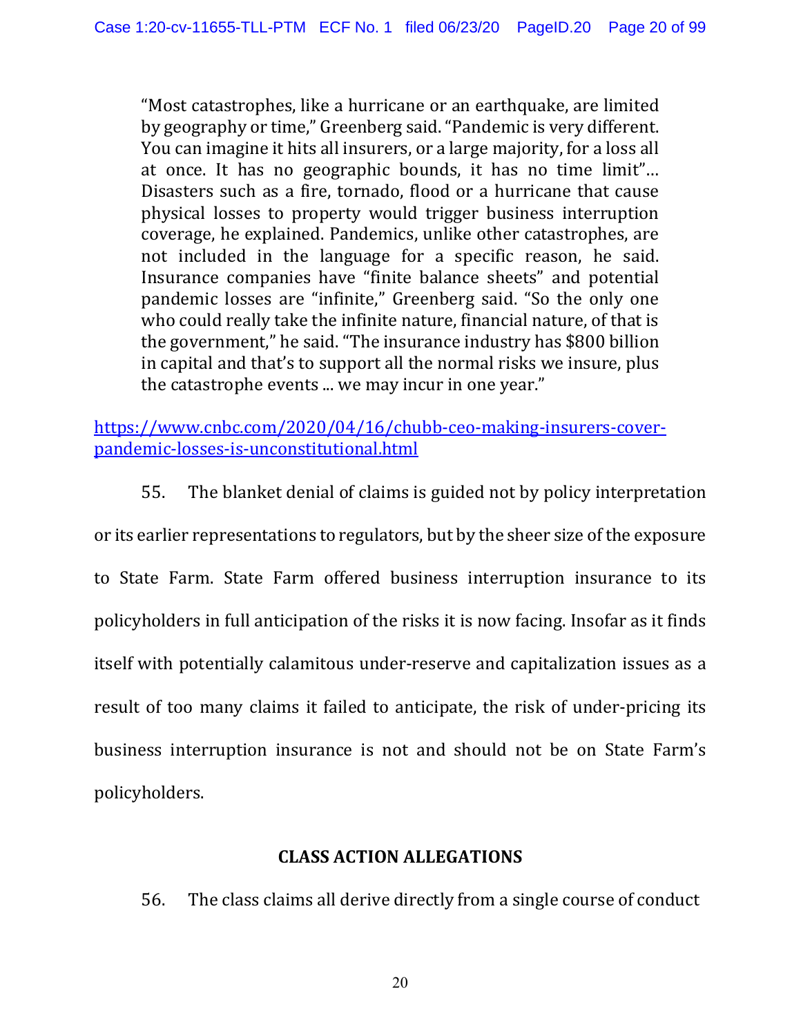> "Most catastrophes, like a hurricane or an earthquake, are limited by geography or time," Greenberg said. "Pandemic is very different. You can imagine it hits all insurers, or a large majority, for a loss all at once. It has no geographic bounds, it has no time limit"… Disasters such as a fire, tornado, flood or a hurricane that cause physical losses to property would trigger business interruption coverage, he explained. Pandemics, unlike other catastrophes, are not included in the language for a specific reason, he said. Insurance companies have "finite balance sheets" and potential pandemic losses are "infinite," Greenberg said. "So the only one who could really take the infinite nature, financial nature, of that is the government," he said. "The insurance industry has $800 billion in capital and that's to support all the normal risks we insure, plus the catastrophe events ... we may incur in one year."

https://www.cnbc.com/2020/04/16/chubb-ceo-making-insurers-cover-pandemic-losses-is-unconstitutional.html

55. The blanket denial of claims is guided not by policy interpretation or its earlier representations to regulators, but by the sheer size of the exposure to State Farm. State Farm offered business interruption insurance to its policyholders in full anticipation of the risks it is now facing. Insofar as it finds itself with potentially calamitous under-reserve and capitalization issues as a result of too many claims it failed to anticipate, the risk of under-pricing its business interruption insurance is not and should not be on State Farm's policyholders.

## CLASS ACTION ALLEGATIONS

56. The class claims all derive directly from a single course of conduct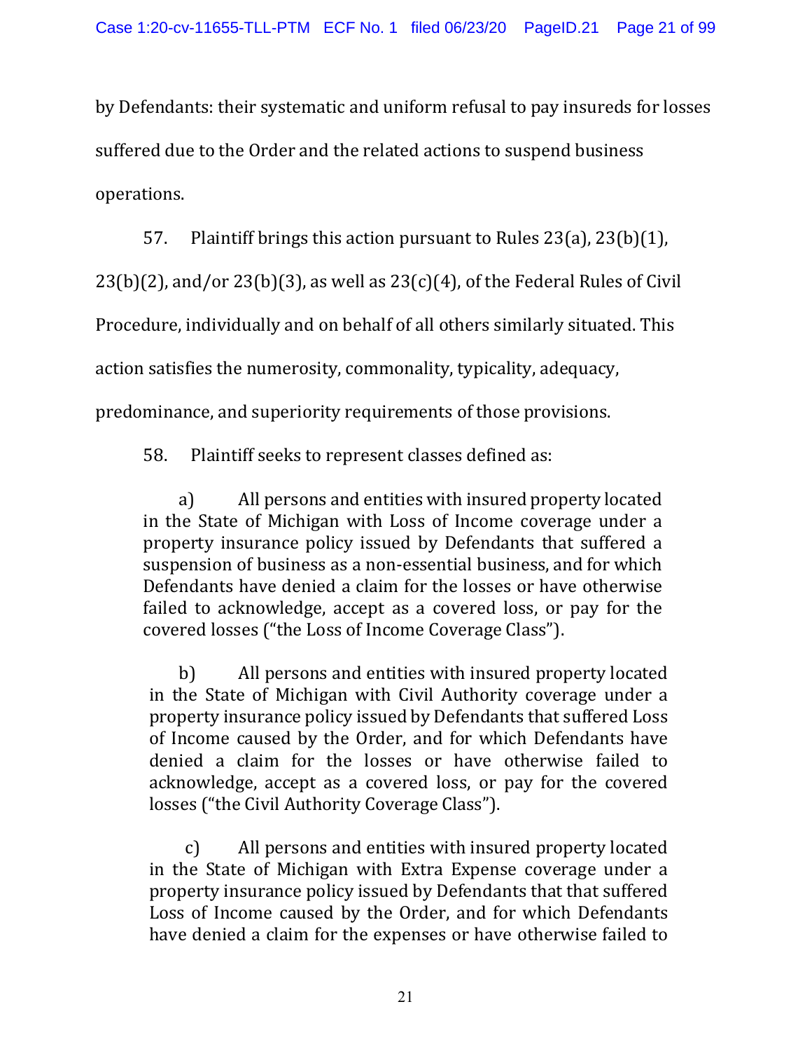by Defendants: their systematic and uniform refusal to pay insureds for losses suffered due to the Order and the related actions to suspend business operations.

57. Plaintiff brings this action pursuant to Rules 23(a), 23(b)(1), 23(b)(2), and/or 23(b)(3), as well as 23(c)(4), of the Federal Rules of Civil Procedure, individually and on behalf of all others similarly situated. This action satisfies the numerosity, commonality, typicality, adequacy, predominance, and superiority requirements of those provisions.

58. Plaintiff seeks to represent classes defined as:

> a) All persons and entities with insured property located in the State of Michigan with Loss of Income coverage under a property insurance policy issued by Defendants that suffered a suspension of business as a non-essential business, and for which Defendants have denied a claim for the losses or have otherwise failed to acknowledge, accept as a covered loss, or pay for the covered losses ("the Loss of Income Coverage Class").
>
> b) All persons and entities with insured property located in the State of Michigan with Civil Authority coverage under a property insurance policy issued by Defendants that suffered Loss of Income caused by the Order, and for which Defendants have denied a claim for the losses or have otherwise failed to acknowledge, accept as a covered loss, or pay for the covered losses ("the Civil Authority Coverage Class").
>
> c) All persons and entities with insured property located in the State of Michigan with Extra Expense coverage under a property insurance policy issued by Defendants that that suffered Loss of Income caused by the Order, and for which Defendants have denied a claim for the expenses or have otherwise failed to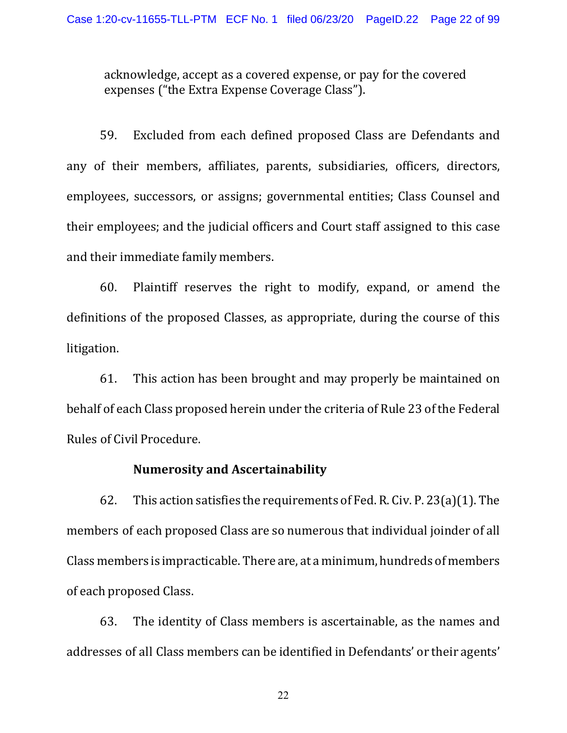acknowledge, accept as a covered expense, or pay for the covered expenses ("the Extra Expense Coverage Class").

59. Excluded from each defined proposed Class are Defendants and any of their members, affiliates, parents, subsidiaries, officers, directors, employees, successors, or assigns; governmental entities; Class Counsel and their employees; and the judicial officers and Court staff assigned to this case and their immediate family members.

60. Plaintiff reserves the right to modify, expand, or amend the definitions of the proposed Classes, as appropriate, during the course of this litigation.

61. This action has been brought and may properly be maintained on behalf of each Class proposed herein under the criteria of Rule 23 of the Federal Rules of Civil Procedure.

**Numerosity and Ascertainability**

62. This action satisfies the requirements of Fed. R. Civ. P. 23(a)(1). The members of each proposed Class are so numerous that individual joinder of all Class members is impracticable. There are, at a minimum, hundreds of members of each proposed Class.

63. The identity of Class members is ascertainable, as the names and addresses of all Class members can be identified in Defendants' or their agents'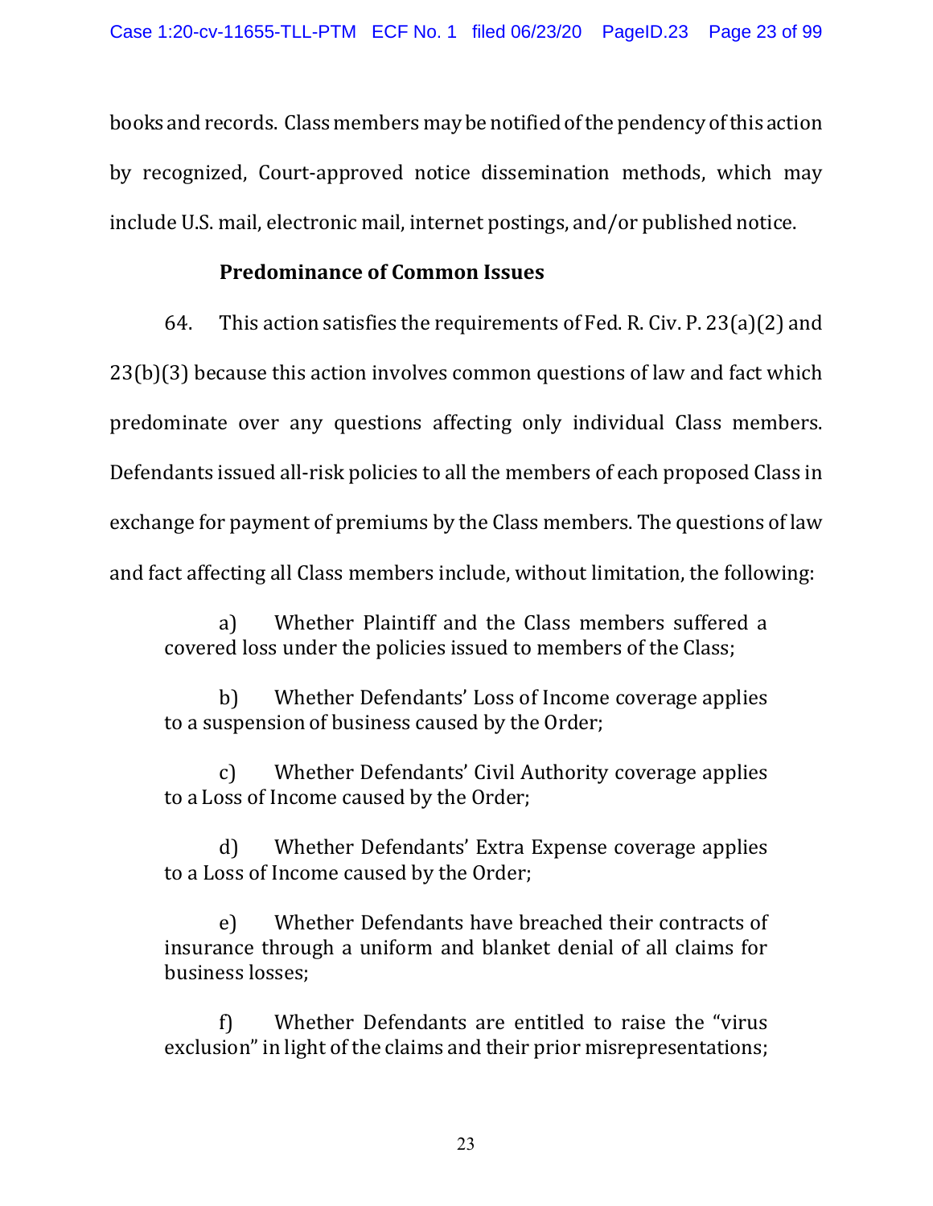books and records. Class members may be notified of the pendency of this action by recognized, Court-approved notice dissemination methods, which may include U.S. mail, electronic mail, internet postings, and/or published notice.

**Predominance of Common Issues**

64. This action satisfies the requirements of Fed. R. Civ. P. 23(a)(2) and 23(b)(3) because this action involves common questions of law and fact which predominate over any questions affecting only individual Class members. Defendants issued all-risk policies to all the members of each proposed Class in exchange for payment of premiums by the Class members. The questions of law and fact affecting all Class members include, without limitation, the following:

> a) Whether Plaintiff and the Class members suffered a covered loss under the policies issued to members of the Class;
>
> b) Whether Defendants' Loss of Income coverage applies to a suspension of business caused by the Order;
>
> c) Whether Defendants' Civil Authority coverage applies to a Loss of Income caused by the Order;
>
> d) Whether Defendants' Extra Expense coverage applies to a Loss of Income caused by the Order;
>
> e) Whether Defendants have breached their contracts of insurance through a uniform and blanket denial of all claims for business losses;
>
> f) Whether Defendants are entitled to raise the "virus exclusion" in light of the claims and their prior misrepresentations;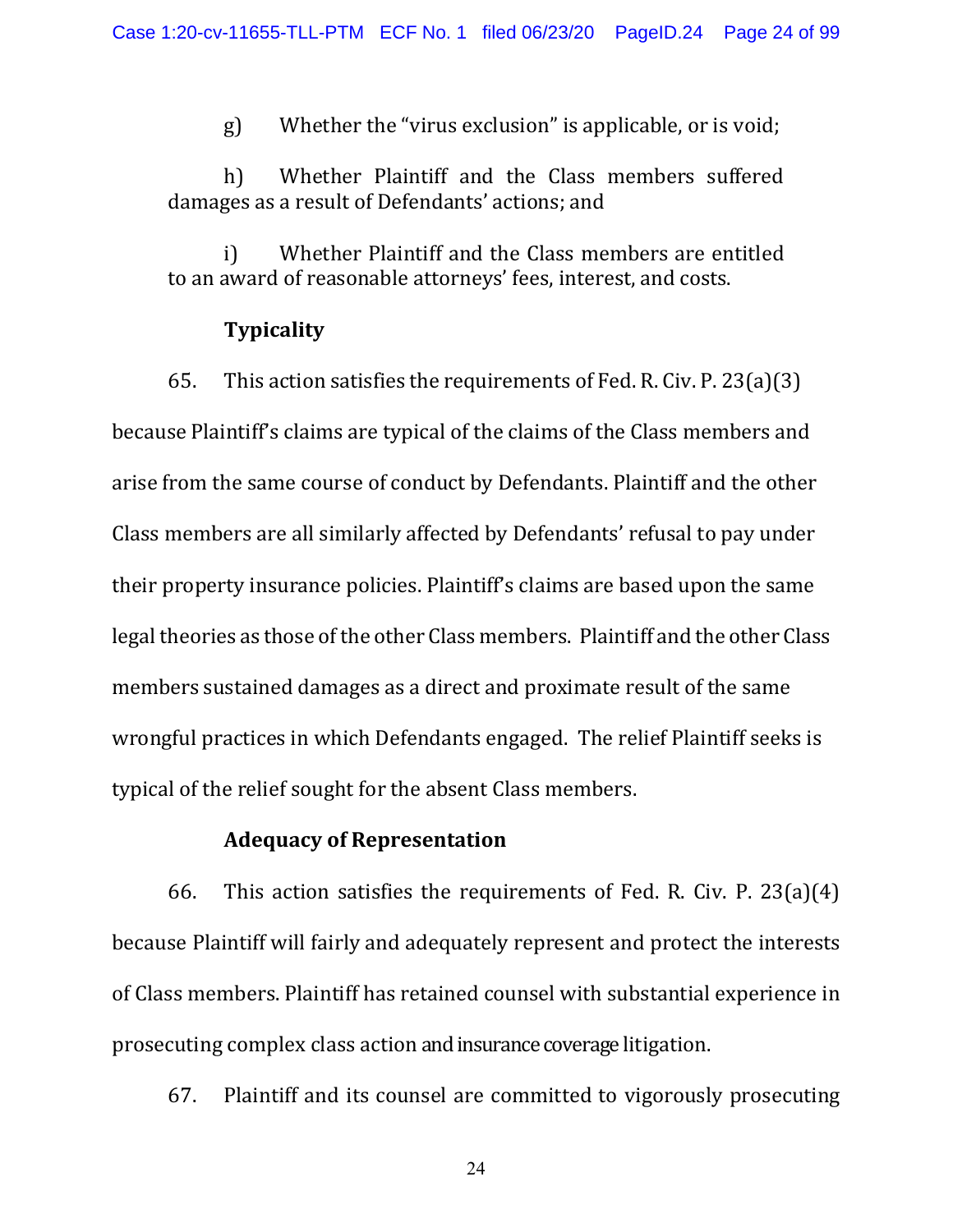g) Whether the "virus exclusion" is applicable, or is void;

h) Whether Plaintiff and the Class members suffered damages as a result of Defendants' actions; and

i) Whether Plaintiff and the Class members are entitled to an award of reasonable attorneys' fees, interest, and costs.

**Typicality**

65. This action satisfies the requirements of Fed. R. Civ. P. 23(a)(3) because Plaintiff's claims are typical of the claims of the Class members and arise from the same course of conduct by Defendants. Plaintiff and the other Class members are all similarly affected by Defendants' refusal to pay under their property insurance policies. Plaintiff's claims are based upon the same legal theories as those of the other Class members. Plaintiff and the other Class members sustained damages as a direct and proximate result of the same wrongful practices in which Defendants engaged. The relief Plaintiff seeks is typical of the relief sought for the absent Class members.

**Adequacy of Representation**

66. This action satisfies the requirements of Fed. R. Civ. P. 23(a)(4) because Plaintiff will fairly and adequately represent and protect the interests of Class members. Plaintiff has retained counsel with substantial experience in prosecuting complex class action and insurance coverage litigation.

67. Plaintiff and its counsel are committed to vigorously prosecuting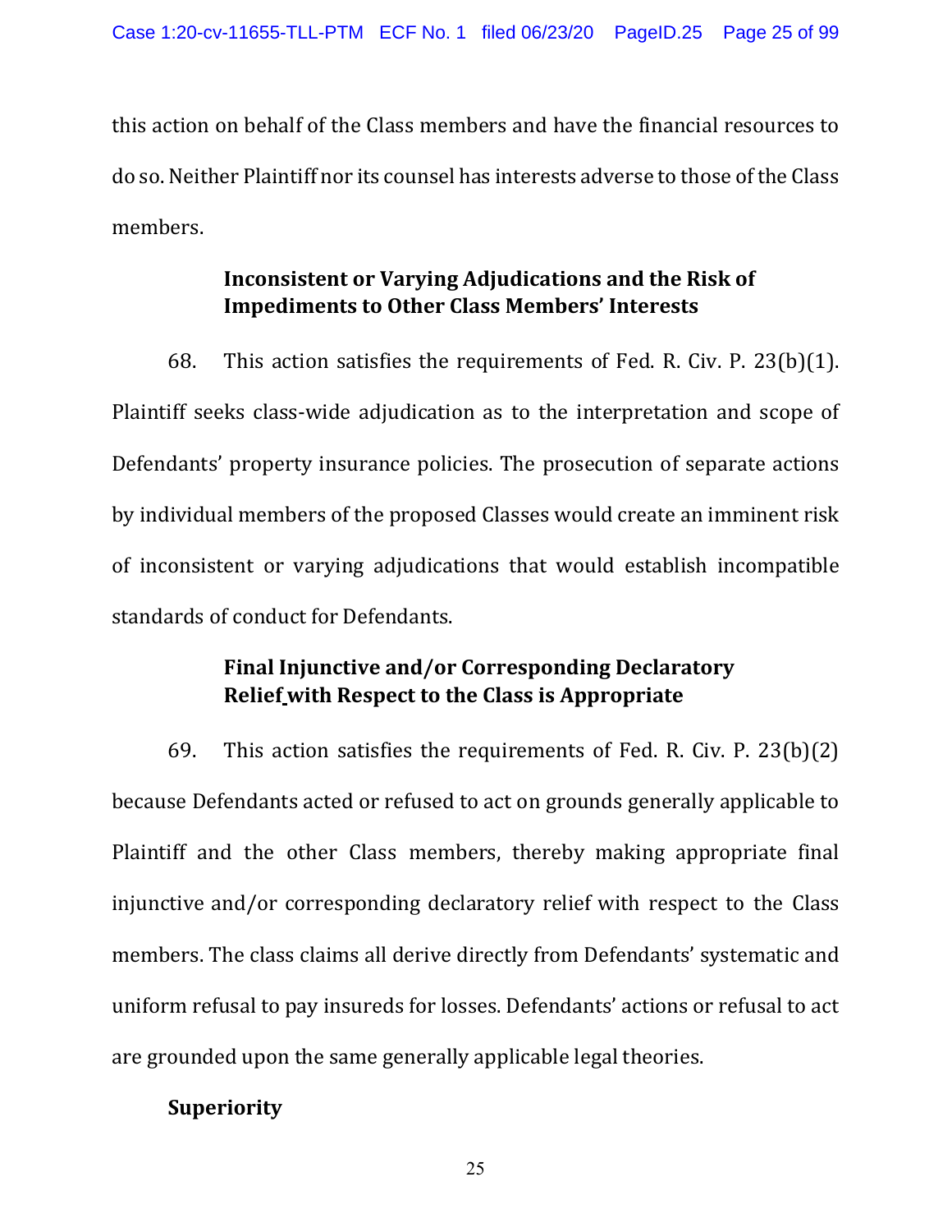this action on behalf of the Class members and have the financial resources to do so. Neither Plaintiff nor its counsel has interests adverse to those of the Class members.

### Inconsistent or Varying Adjudications and the Risk of Impediments to Other Class Members' Interests

68. This action satisfies the requirements of Fed. R. Civ. P. 23(b)(1). Plaintiff seeks class-wide adjudication as to the interpretation and scope of Defendants' property insurance policies. The prosecution of separate actions by individual members of the proposed Classes would create an imminent risk of inconsistent or varying adjudications that would establish incompatible standards of conduct for Defendants.

### Final Injunctive and/or Corresponding Declaratory Relief with Respect to the Class is Appropriate

69. This action satisfies the requirements of Fed. R. Civ. P. 23(b)(2) because Defendants acted or refused to act on grounds generally applicable to Plaintiff and the other Class members, thereby making appropriate final injunctive and/or corresponding declaratory relief with respect to the Class members. The class claims all derive directly from Defendants' systematic and uniform refusal to pay insureds for losses. Defendants' actions or refusal to act are grounded upon the same generally applicable legal theories.

### Superiority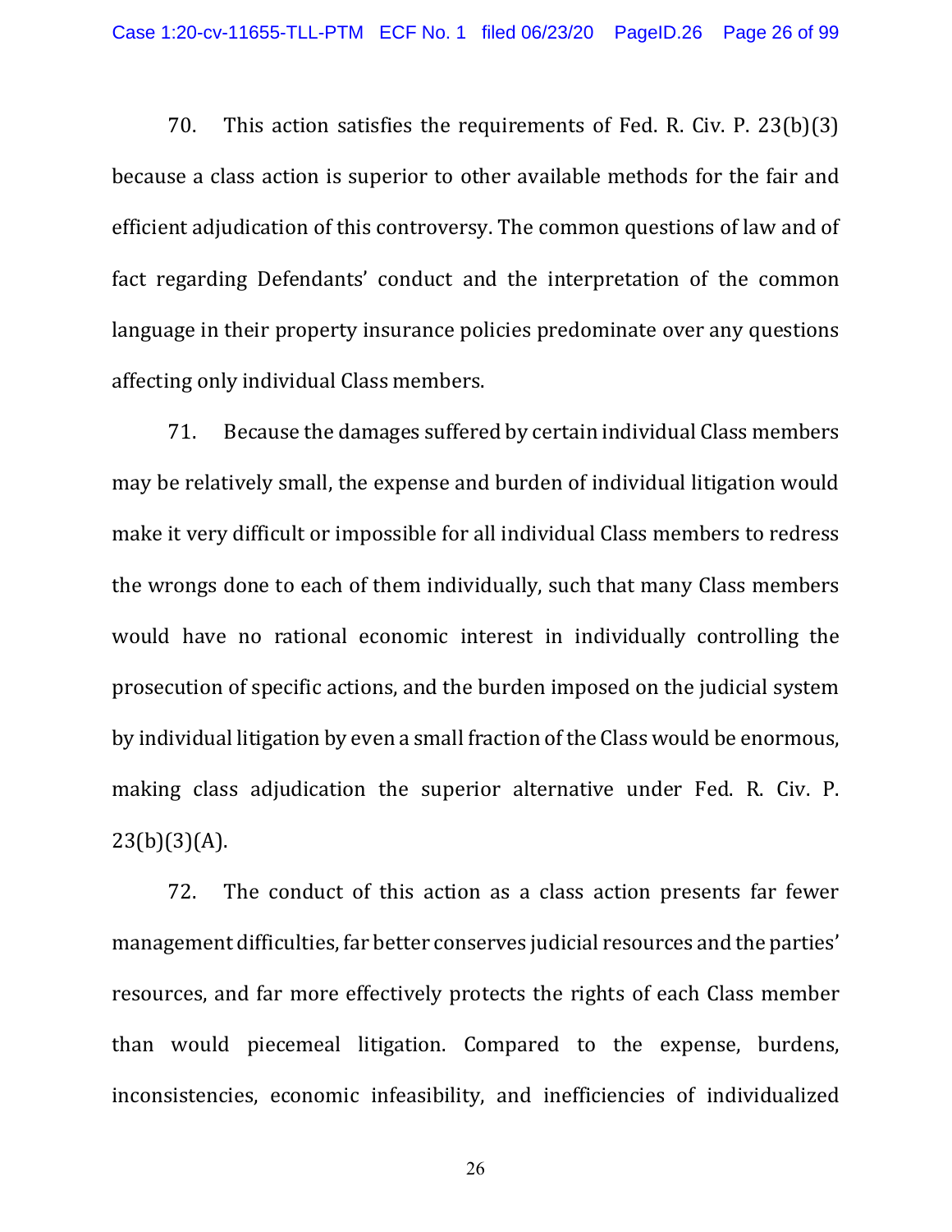70. This action satisfies the requirements of Fed. R. Civ. P. 23(b)(3) because a class action is superior to other available methods for the fair and efficient adjudication of this controversy. The common questions of law and of fact regarding Defendants' conduct and the interpretation of the common language in their property insurance policies predominate over any questions affecting only individual Class members.

71. Because the damages suffered by certain individual Class members may be relatively small, the expense and burden of individual litigation would make it very difficult or impossible for all individual Class members to redress the wrongs done to each of them individually, such that many Class members would have no rational economic interest in individually controlling the prosecution of specific actions, and the burden imposed on the judicial system by individual litigation by even a small fraction of the Class would be enormous, making class adjudication the superior alternative under Fed. R. Civ. P. 23(b)(3)(A).

72. The conduct of this action as a class action presents far fewer management difficulties, far better conserves judicial resources and the parties' resources, and far more effectively protects the rights of each Class member than would piecemeal litigation. Compared to the expense, burdens, inconsistencies, economic infeasibility, and inefficiencies of individualized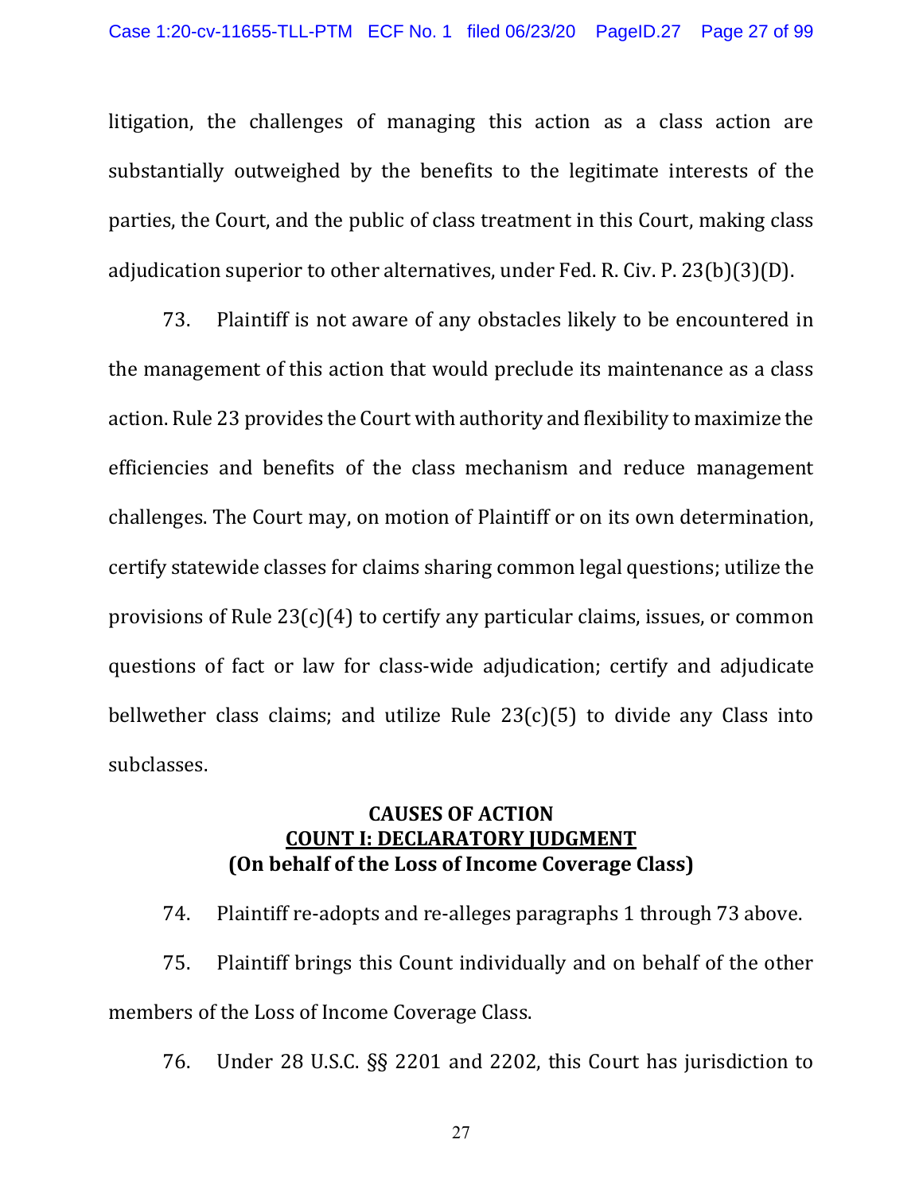litigation, the challenges of managing this action as a class action are substantially outweighed by the benefits to the legitimate interests of the parties, the Court, and the public of class treatment in this Court, making class adjudication superior to other alternatives, under Fed. R. Civ. P. 23(b)(3)(D).

73. Plaintiff is not aware of any obstacles likely to be encountered in the management of this action that would preclude its maintenance as a class action. Rule 23 provides the Court with authority and flexibility to maximize the efficiencies and benefits of the class mechanism and reduce management challenges. The Court may, on motion of Plaintiff or on its own determination, certify statewide classes for claims sharing common legal questions; utilize the provisions of Rule 23(c)(4) to certify any particular claims, issues, or common questions of fact or law for class-wide adjudication; certify and adjudicate bellwether class claims; and utilize Rule 23(c)(5) to divide any Class into subclasses.

## CAUSES OF ACTION

### COUNT I: DECLARATORY JUDGMENT

**(On behalf of the Loss of Income Coverage Class)**

74. Plaintiff re-adopts and re-alleges paragraphs 1 through 73 above.

75. Plaintiff brings this Count individually and on behalf of the other members of the Loss of Income Coverage Class.

76. Under 28 U.S.C. §§ 2201 and 2202, this Court has jurisdiction to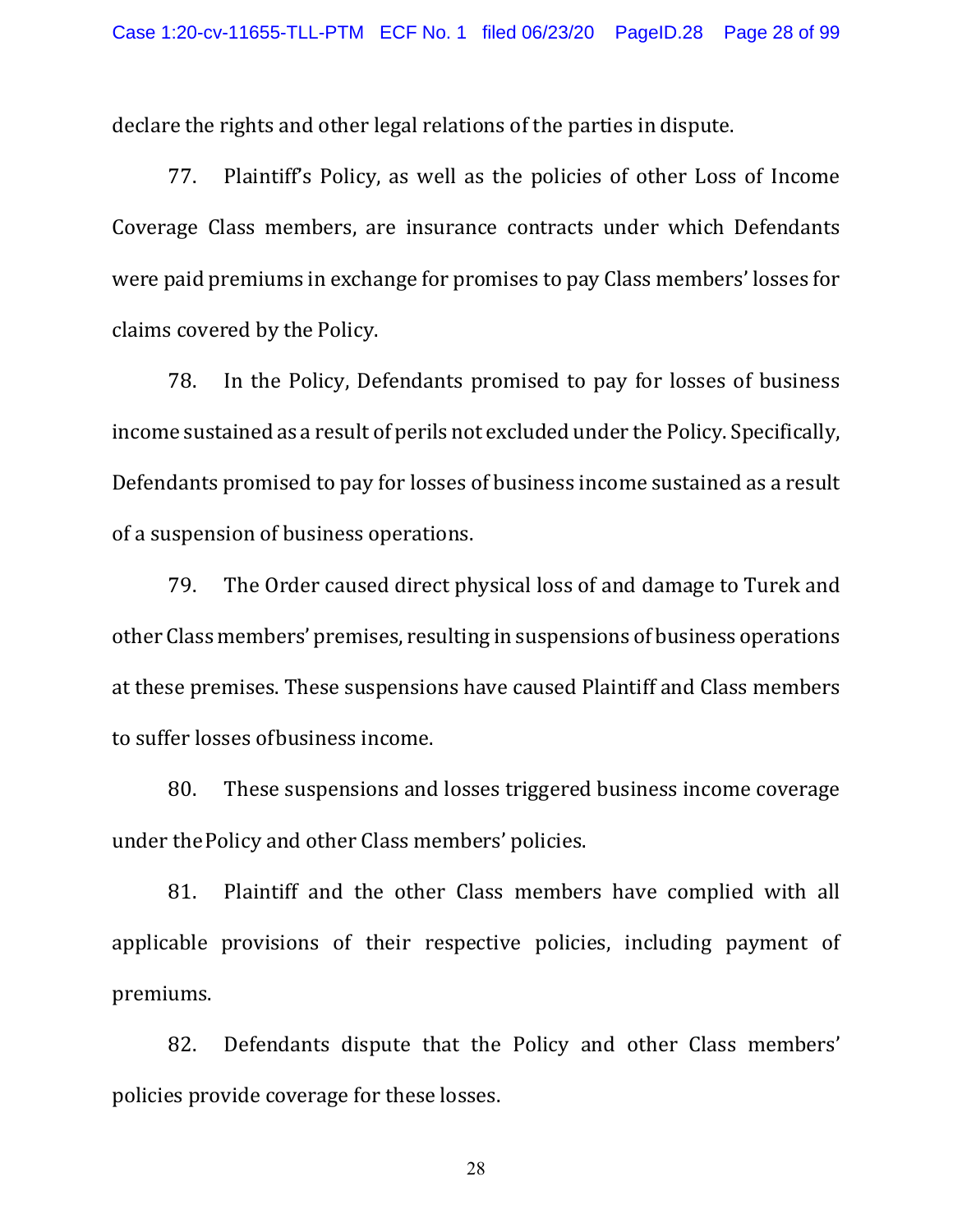declare the rights and other legal relations of the parties in dispute.

77. Plaintiff's Policy, as well as the policies of other Loss of Income Coverage Class members, are insurance contracts under which Defendants were paid premiums in exchange for promises to pay Class members' losses for claims covered by the Policy.

78. In the Policy, Defendants promised to pay for losses of business income sustained as a result of perils not excluded under the Policy. Specifically, Defendants promised to pay for losses of business income sustained as a result of a suspension of business operations.

79. The Order caused direct physical loss of and damage to Turek and other Class members' premises, resulting in suspensions of business operations at these premises. These suspensions have caused Plaintiff and Class members to suffer losses ofbusiness income.

80. These suspensions and losses triggered business income coverage under thePolicy and other Class members' policies.

81. Plaintiff and the other Class members have complied with all applicable provisions of their respective policies, including payment of premiums.

82. Defendants dispute that the Policy and other Class members' policies provide coverage for these losses.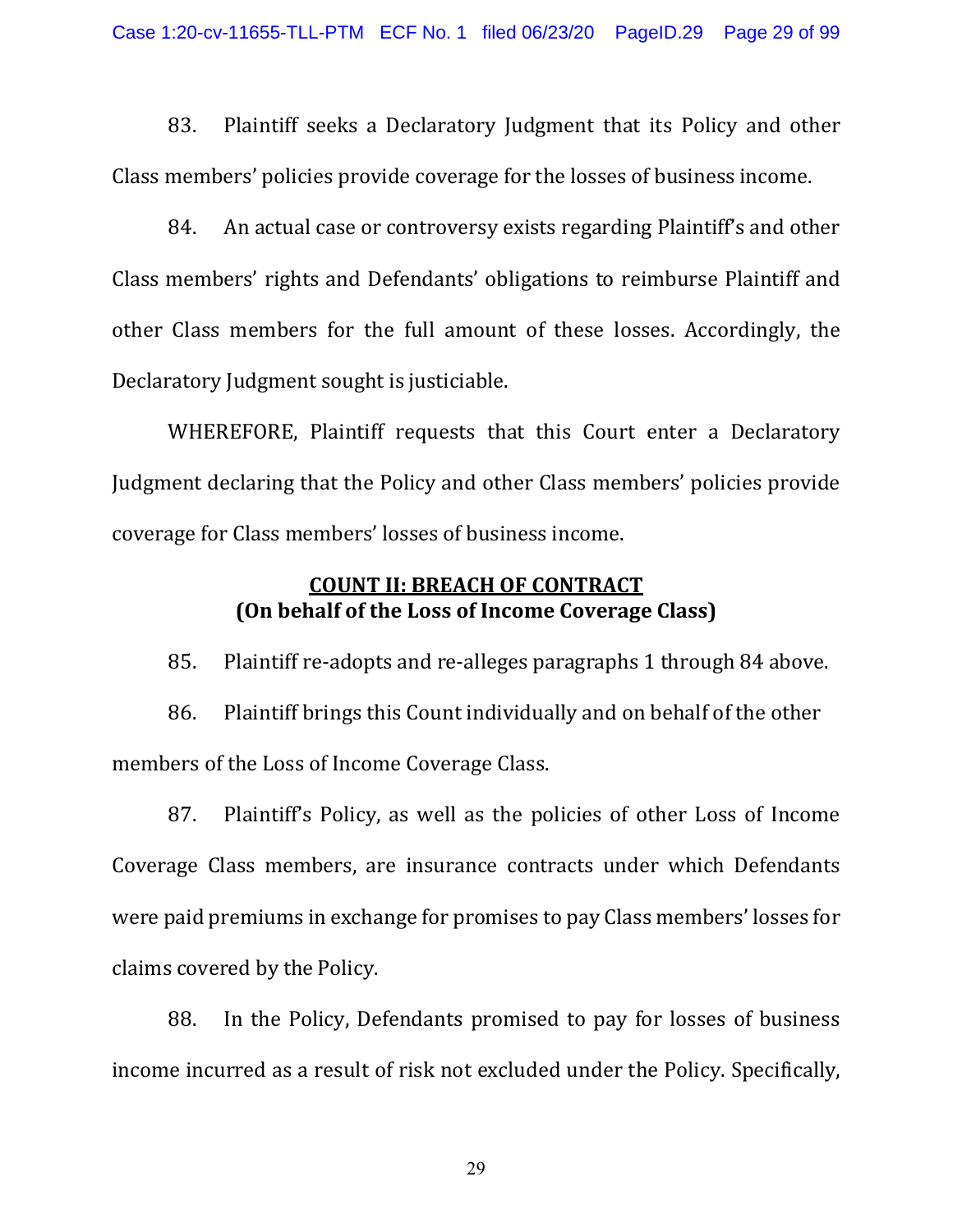83. Plaintiff seeks a Declaratory Judgment that its Policy and other Class members' policies provide coverage for the losses of business income.

84. An actual case or controversy exists regarding Plaintiff's and other Class members' rights and Defendants' obligations to reimburse Plaintiff and other Class members for the full amount of these losses. Accordingly, the Declaratory Judgment sought is justiciable.

WHEREFORE, Plaintiff requests that this Court enter a Declaratory Judgment declaring that the Policy and other Class members' policies provide coverage for Class members' losses of business income.

## **COUNT II: BREACH OF CONTRACT**
## **(On behalf of the Loss of Income Coverage Class)**

85. Plaintiff re-adopts and re-alleges paragraphs 1 through 84 above.

86. Plaintiff brings this Count individually and on behalf of the other members of the Loss of Income Coverage Class.

87. Plaintiff's Policy, as well as the policies of other Loss of Income Coverage Class members, are insurance contracts under which Defendants were paid premiums in exchange for promises to pay Class members' losses for claims covered by the Policy.

88. In the Policy, Defendants promised to pay for losses of business income incurred as a result of risk not excluded under the Policy. Specifically,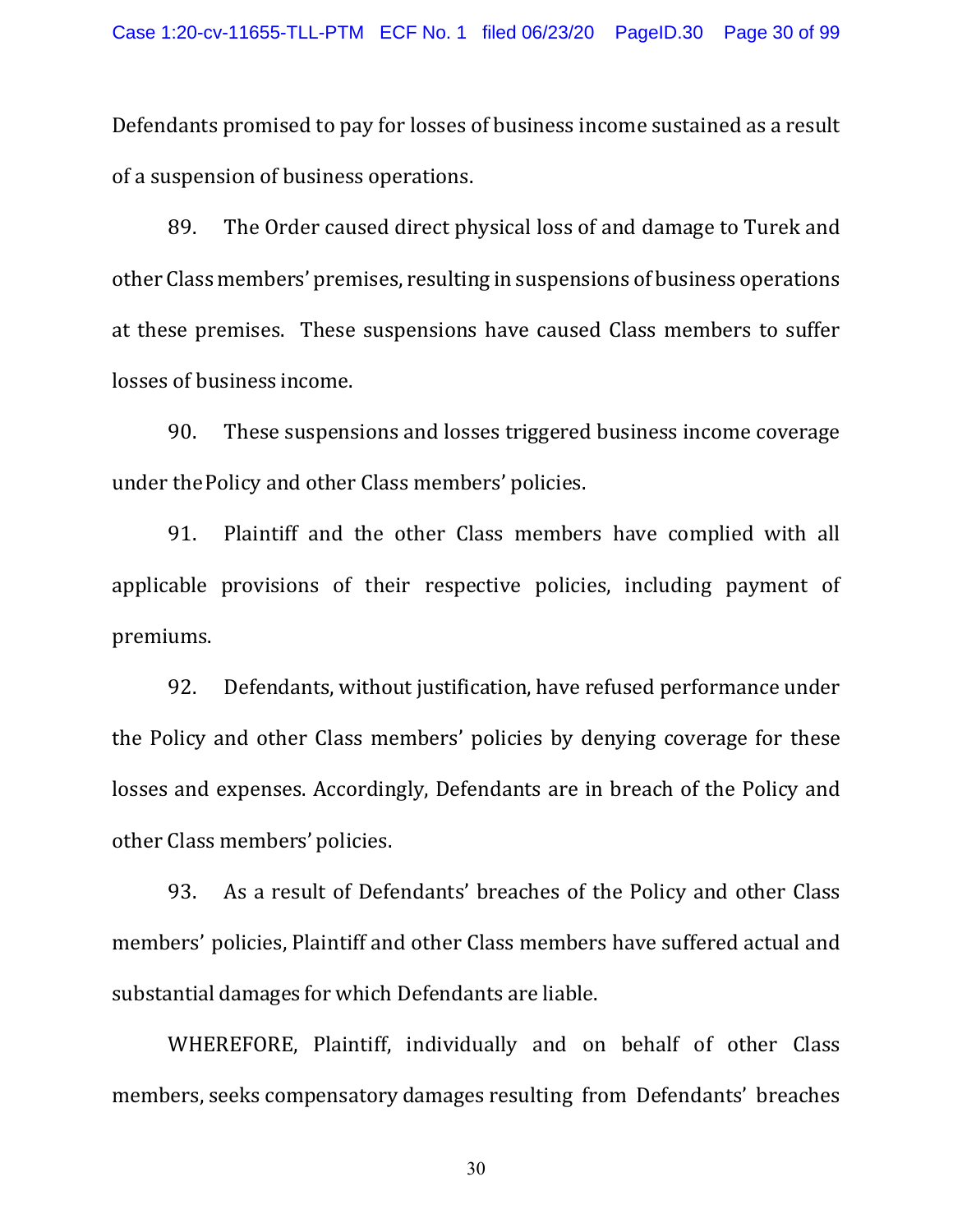Defendants promised to pay for losses of business income sustained as a result of a suspension of business operations.

89. The Order caused direct physical loss of and damage to Turek and other Class members' premises, resulting in suspensions of business operations at these premises. These suspensions have caused Class members to suffer losses of business income.

90. These suspensions and losses triggered business income coverage under the Policy and other Class members' policies.

91. Plaintiff and the other Class members have complied with all applicable provisions of their respective policies, including payment of premiums.

92. Defendants, without justification, have refused performance under the Policy and other Class members' policies by denying coverage for these losses and expenses. Accordingly, Defendants are in breach of the Policy and other Class members' policies.

93. As a result of Defendants' breaches of the Policy and other Class members' policies, Plaintiff and other Class members have suffered actual and substantial damages for which Defendants are liable.

WHEREFORE, Plaintiff, individually and on behalf of other Class members, seeks compensatory damages resulting from Defendants' breaches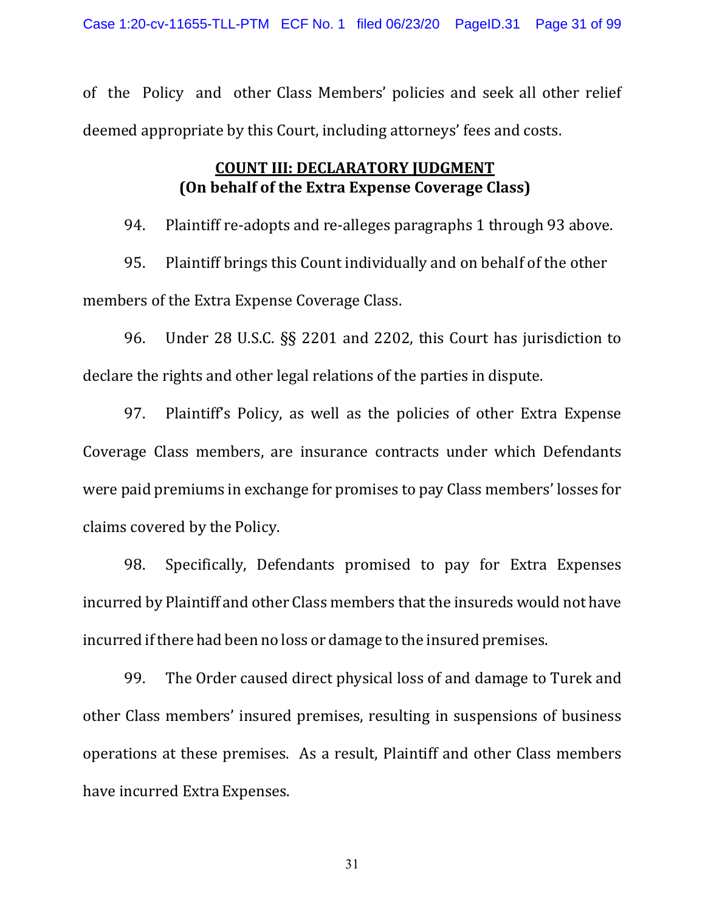of the Policy and other Class Members' policies and seek all other relief deemed appropriate by this Court, including attorneys' fees and costs.

## COUNT III: DECLARATORY JUDGMENT
### (On behalf of the Extra Expense Coverage Class)

94. Plaintiff re-adopts and re-alleges paragraphs 1 through 93 above.

95. Plaintiff brings this Count individually and on behalf of the other members of the Extra Expense Coverage Class.

96. Under 28 U.S.C. §§ 2201 and 2202, this Court has jurisdiction to declare the rights and other legal relations of the parties in dispute.

97. Plaintiff's Policy, as well as the policies of other Extra Expense Coverage Class members, are insurance contracts under which Defendants were paid premiums in exchange for promises to pay Class members' losses for claims covered by the Policy.

98. Specifically, Defendants promised to pay for Extra Expenses incurred by Plaintiff and other Class members that the insureds would not have incurred if there had been no loss or damage to the insured premises.

99. The Order caused direct physical loss of and damage to Turek and other Class members' insured premises, resulting in suspensions of business operations at these premises. As a result, Plaintiff and other Class members have incurred Extra Expenses.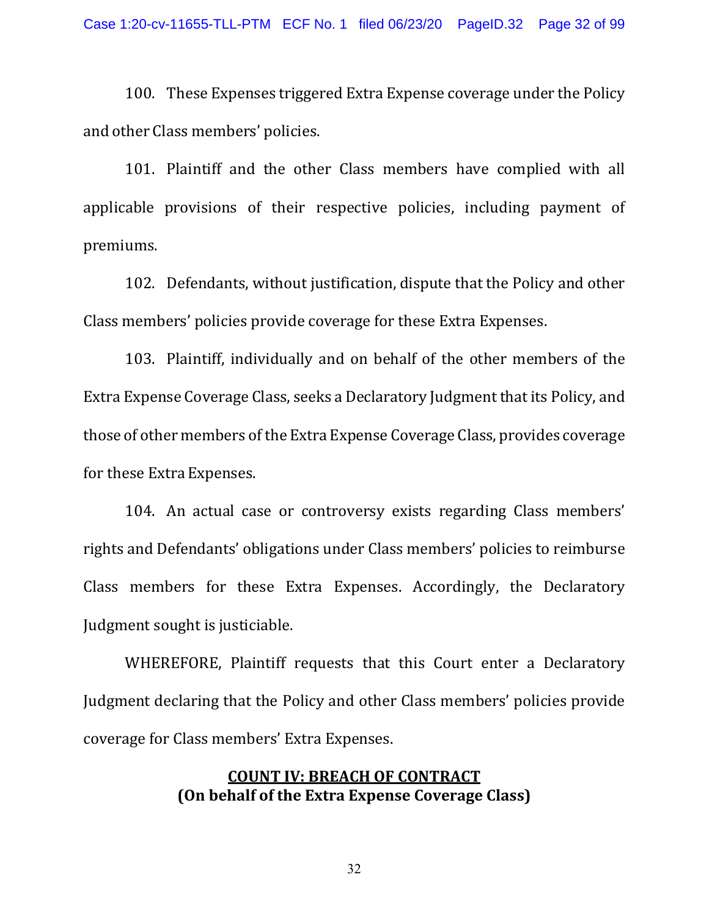100. These Expenses triggered Extra Expense coverage under the Policy and other Class members' policies.

101. Plaintiff and the other Class members have complied with all applicable provisions of their respective policies, including payment of premiums.

102. Defendants, without justification, dispute that the Policy and other Class members' policies provide coverage for these Extra Expenses.

103. Plaintiff, individually and on behalf of the other members of the Extra Expense Coverage Class, seeks a Declaratory Judgment that its Policy, and those of other members of the Extra Expense Coverage Class, provides coverage for these Extra Expenses.

104. An actual case or controversy exists regarding Class members' rights and Defendants' obligations under Class members' policies to reimburse Class members for these Extra Expenses. Accordingly, the Declaratory Judgment sought is justiciable.

WHEREFORE, Plaintiff requests that this Court enter a Declaratory Judgment declaring that the Policy and other Class members' policies provide coverage for Class members' Extra Expenses.

**COUNT IV: BREACH OF CONTRACT**
**(On behalf of the Extra Expense Coverage Class)**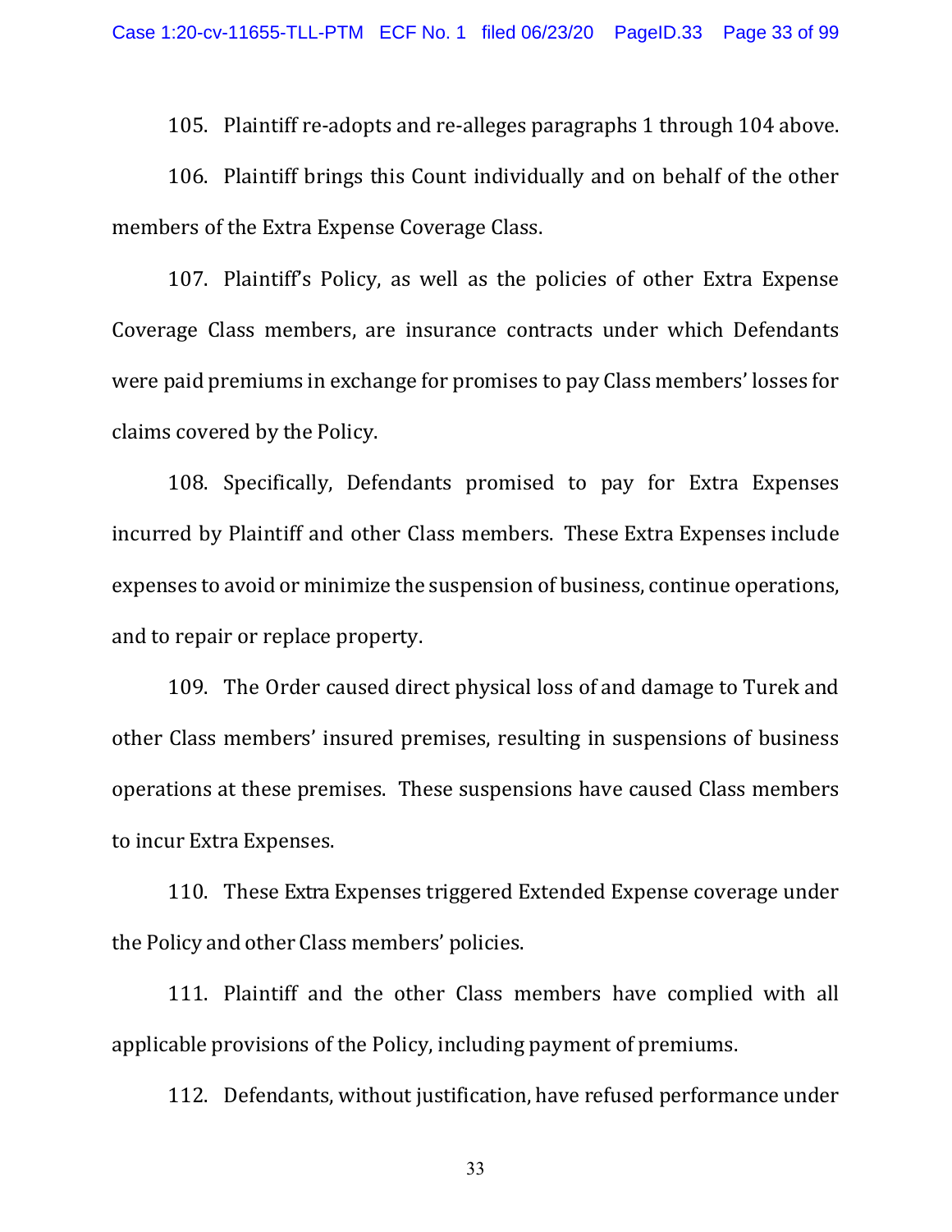105. Plaintiff re-adopts and re-alleges paragraphs 1 through 104 above.

106. Plaintiff brings this Count individually and on behalf of the other members of the Extra Expense Coverage Class.

107. Plaintiff's Policy, as well as the policies of other Extra Expense Coverage Class members, are insurance contracts under which Defendants were paid premiums in exchange for promises to pay Class members' losses for claims covered by the Policy.

108. Specifically, Defendants promised to pay for Extra Expenses incurred by Plaintiff and other Class members. These Extra Expenses include expenses to avoid or minimize the suspension of business, continue operations, and to repair or replace property.

109. The Order caused direct physical loss of and damage to Turek and other Class members' insured premises, resulting in suspensions of business operations at these premises. These suspensions have caused Class members to incur Extra Expenses.

110. These Extra Expenses triggered Extended Expense coverage under the Policy and other Class members' policies.

111. Plaintiff and the other Class members have complied with all applicable provisions of the Policy, including payment of premiums.

112. Defendants, without justification, have refused performance under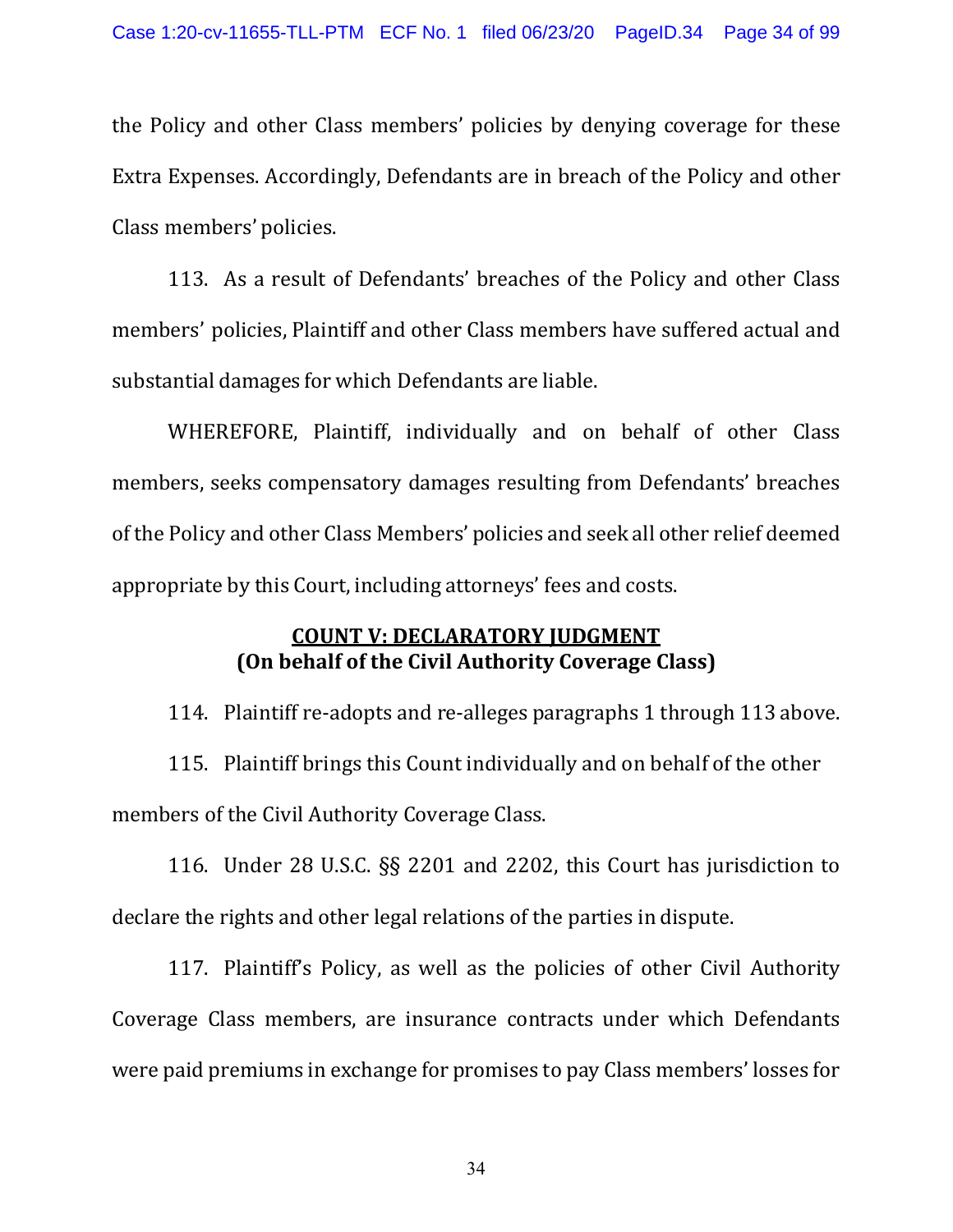the Policy and other Class members' policies by denying coverage for these Extra Expenses. Accordingly, Defendants are in breach of the Policy and other Class members' policies.

113. As a result of Defendants' breaches of the Policy and other Class members' policies, Plaintiff and other Class members have suffered actual and substantial damages for which Defendants are liable.

WHEREFORE, Plaintiff, individually and on behalf of other Class members, seeks compensatory damages resulting from Defendants' breaches of the Policy and other Class Members' policies and seek all other relief deemed appropriate by this Court, including attorneys' fees and costs.

**COUNT V: DECLARATORY JUDGMENT**
**(On behalf of the Civil Authority Coverage Class)**

114. Plaintiff re-adopts and re-alleges paragraphs 1 through 113 above.

115. Plaintiff brings this Count individually and on behalf of the other members of the Civil Authority Coverage Class.

116. Under 28 U.S.C. §§ 2201 and 2202, this Court has jurisdiction to declare the rights and other legal relations of the parties in dispute.

117. Plaintiff's Policy, as well as the policies of other Civil Authority Coverage Class members, are insurance contracts under which Defendants were paid premiums in exchange for promises to pay Class members' losses for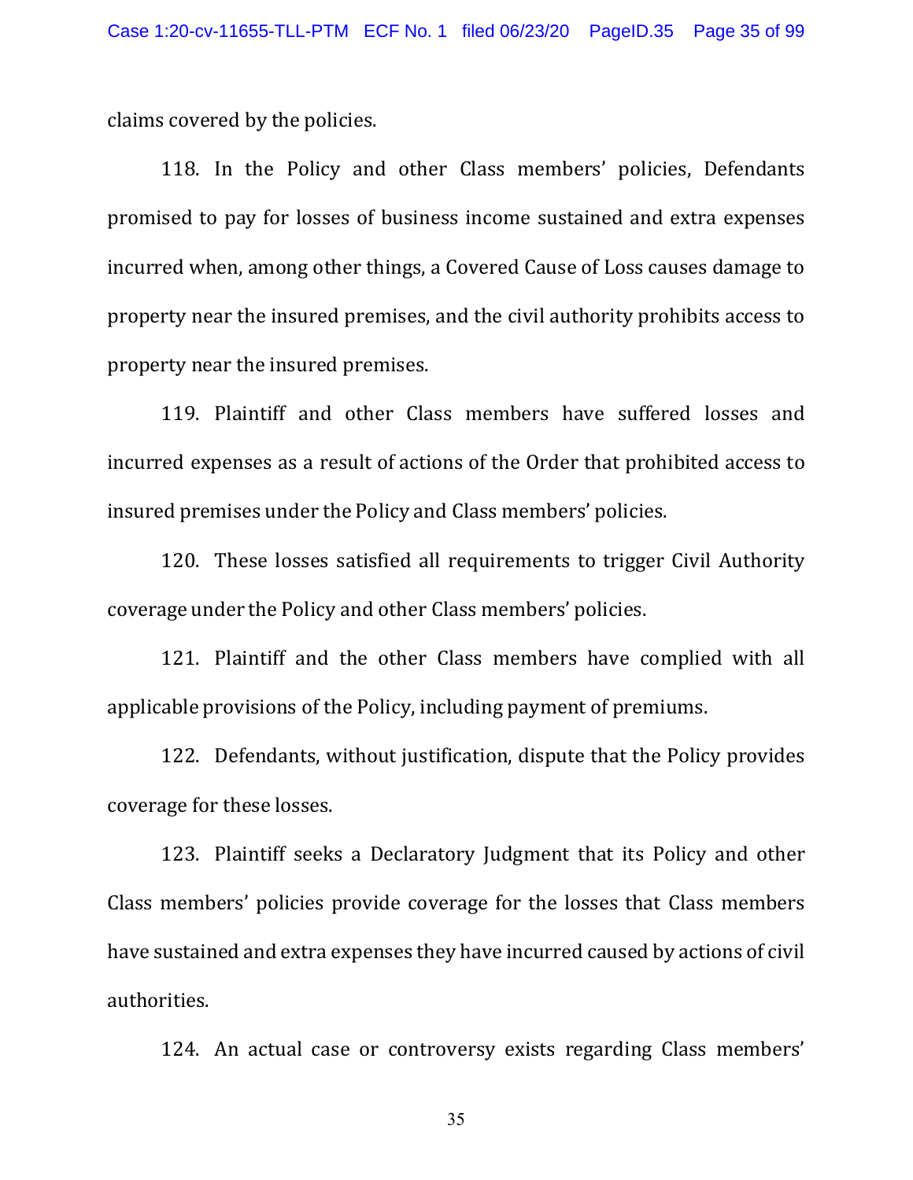claims covered by the policies.

118. In the Policy and other Class members' policies, Defendants promised to pay for losses of business income sustained and extra expenses incurred when, among other things, a Covered Cause of Loss causes damage to property near the insured premises, and the civil authority prohibits access to property near the insured premises.

119. Plaintiff and other Class members have suffered losses and incurred expenses as a result of actions of the Order that prohibited access to insured premises under the Policy and Class members' policies.

120. These losses satisfied all requirements to trigger Civil Authority coverage under the Policy and other Class members' policies.

121. Plaintiff and the other Class members have complied with all applicable provisions of the Policy, including payment of premiums.

122. Defendants, without justification, dispute that the Policy provides coverage for these losses.

123. Plaintiff seeks a Declaratory Judgment that its Policy and other Class members' policies provide coverage for the losses that Class members have sustained and extra expenses they have incurred caused by actions of civil authorities.

124. An actual case or controversy exists regarding Class members'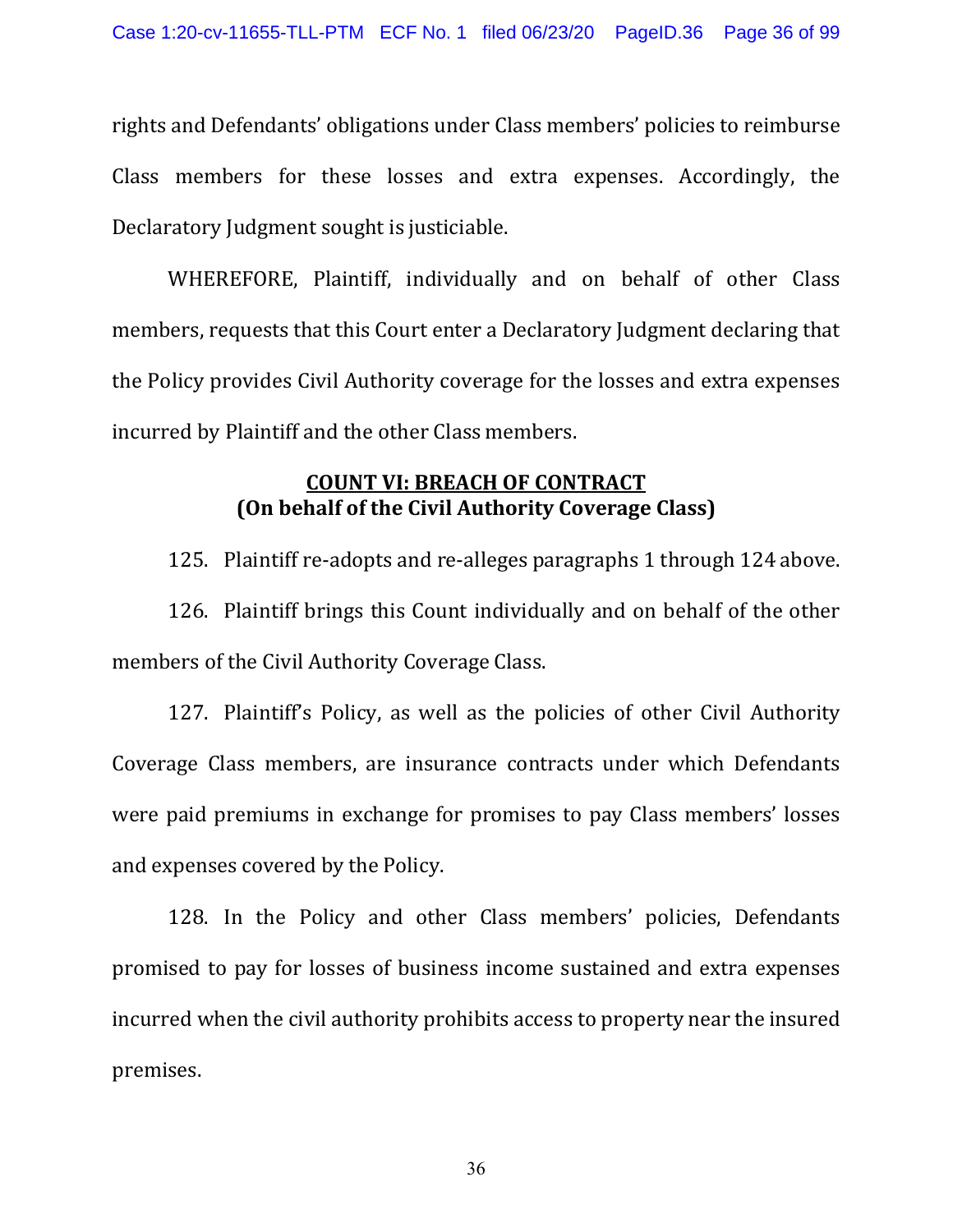rights and Defendants' obligations under Class members' policies to reimburse Class members for these losses and extra expenses. Accordingly, the Declaratory Judgment sought is justiciable.

WHEREFORE, Plaintiff, individually and on behalf of other Class members, requests that this Court enter a Declaratory Judgment declaring that the Policy provides Civil Authority coverage for the losses and extra expenses incurred by Plaintiff and the other Class members.

## COUNT VI: BREACH OF CONTRACT (On behalf of the Civil Authority Coverage Class)

125. Plaintiff re-adopts and re-alleges paragraphs 1 through 124 above.

126. Plaintiff brings this Count individually and on behalf of the other members of the Civil Authority Coverage Class.

127. Plaintiff's Policy, as well as the policies of other Civil Authority Coverage Class members, are insurance contracts under which Defendants were paid premiums in exchange for promises to pay Class members' losses and expenses covered by the Policy.

128. In the Policy and other Class members' policies, Defendants promised to pay for losses of business income sustained and extra expenses incurred when the civil authority prohibits access to property near the insured premises.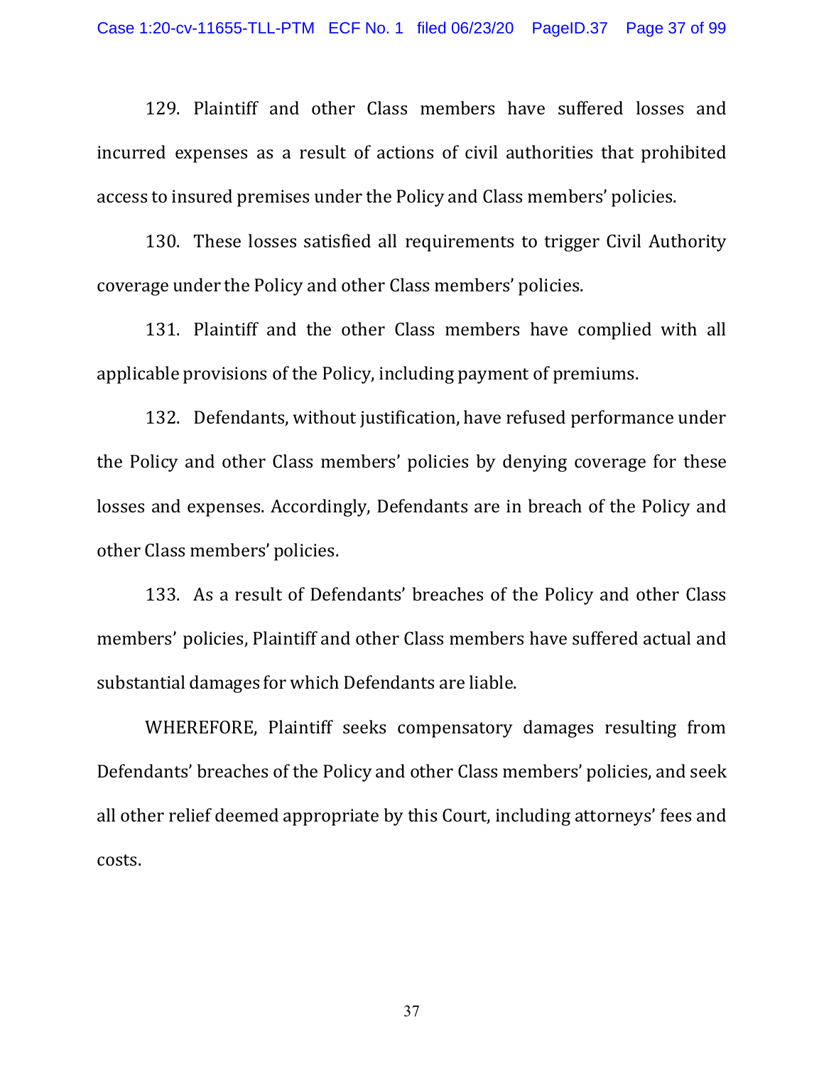129. Plaintiff and other Class members have suffered losses and incurred expenses as a result of actions of civil authorities that prohibited access to insured premises under the Policy and Class members' policies.

130. These losses satisfied all requirements to trigger Civil Authority coverage under the Policy and other Class members' policies.

131. Plaintiff and the other Class members have complied with all applicable provisions of the Policy, including payment of premiums.

132. Defendants, without justification, have refused performance under the Policy and other Class members' policies by denying coverage for these losses and expenses. Accordingly, Defendants are in breach of the Policy and other Class members' policies.

133. As a result of Defendants' breaches of the Policy and other Class members' policies, Plaintiff and other Class members have suffered actual and substantial damages for which Defendants are liable.

WHEREFORE, Plaintiff seeks compensatory damages resulting from Defendants' breaches of the Policy and other Class members' policies, and seek all other relief deemed appropriate by this Court, including attorneys' fees and costs.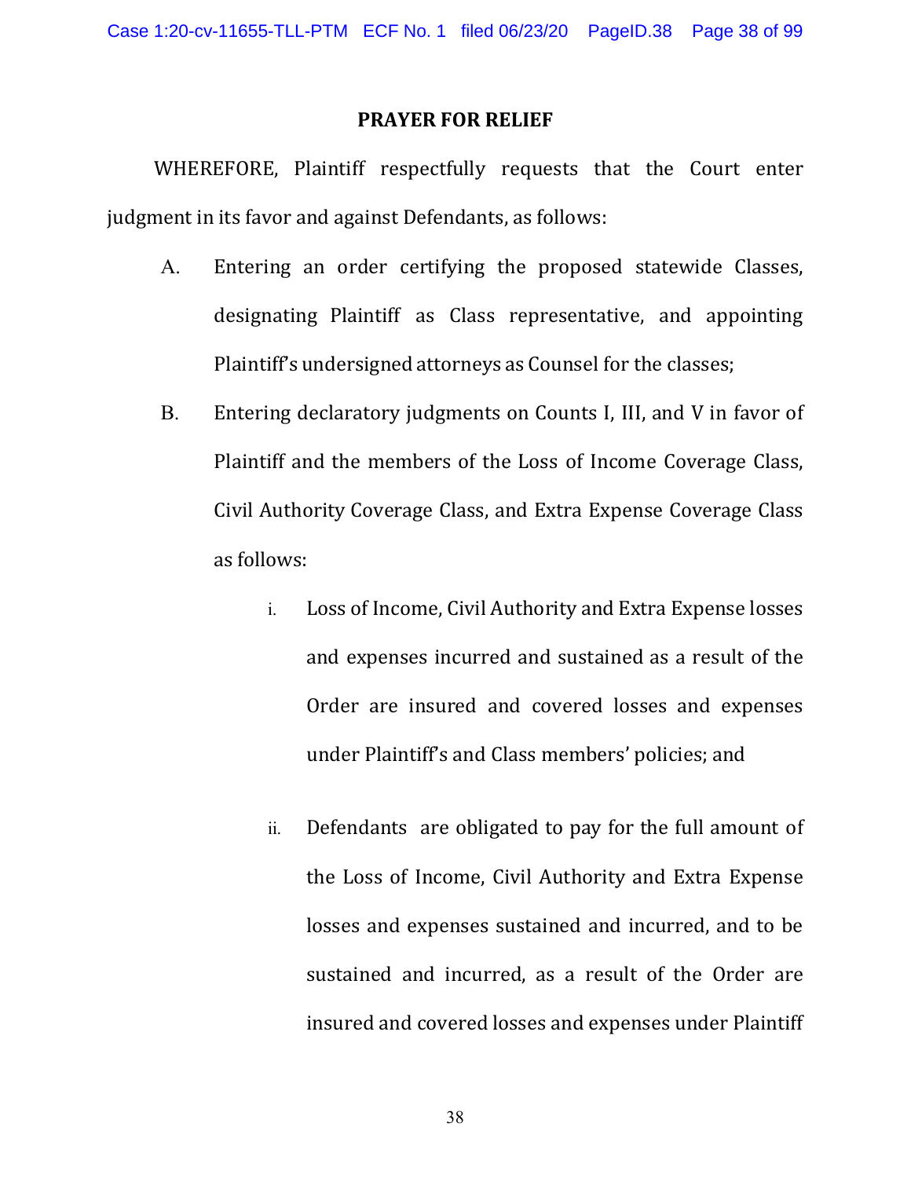## PRAYER FOR RELIEF

WHEREFORE, Plaintiff respectfully requests that the Court enter judgment in its favor and against Defendants, as follows:

A. Entering an order certifying the proposed statewide Classes, designating Plaintiff as Class representative, and appointing Plaintiff's undersigned attorneys as Counsel for the classes;

B. Entering declaratory judgments on Counts I, III, and V in favor of Plaintiff and the members of the Loss of Income Coverage Class, Civil Authority Coverage Class, and Extra Expense Coverage Class as follows:

   i. Loss of Income, Civil Authority and Extra Expense losses and expenses incurred and sustained as a result of the Order are insured and covered losses and expenses under Plaintiff's and Class members' policies; and

   ii. Defendants are obligated to pay for the full amount of the Loss of Income, Civil Authority and Extra Expense losses and expenses sustained and incurred, and to be sustained and incurred, as a result of the Order are insured and covered losses and expenses under Plaintiff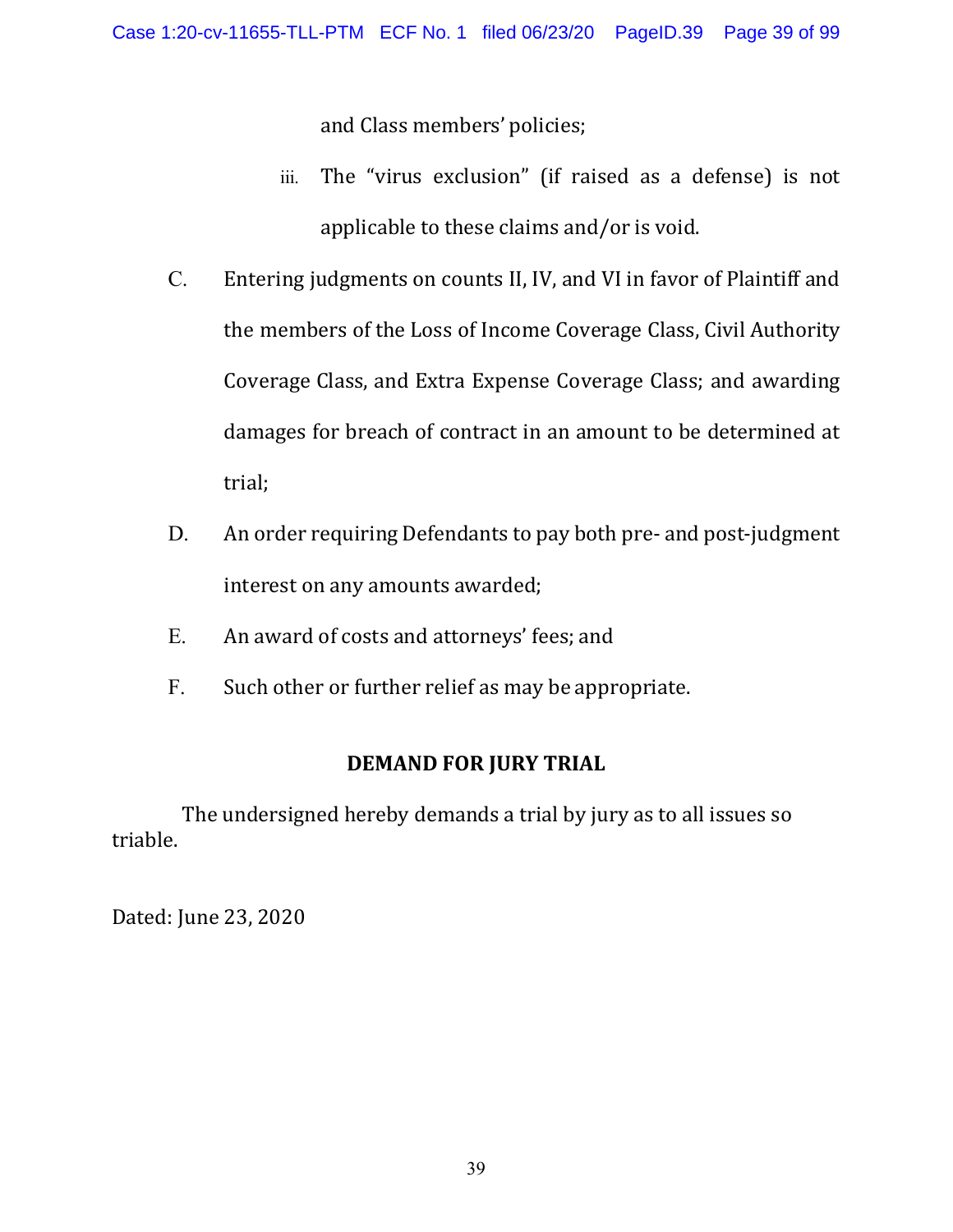and Class members' policies;

iii. The "virus exclusion" (if raised as a defense) is not applicable to these claims and/or is void.

C. Entering judgments on counts II, IV, and VI in favor of Plaintiff and the members of the Loss of Income Coverage Class, Civil Authority Coverage Class, and Extra Expense Coverage Class; and awarding damages for breach of contract in an amount to be determined at trial;

D. An order requiring Defendants to pay both pre- and post-judgment interest on any amounts awarded;

E. An award of costs and attorneys' fees; and

F. Such other or further relief as may be appropriate.

**DEMAND FOR JURY TRIAL**

The undersigned hereby demands a trial by jury as to all issues so triable.

Dated: June 23, 2020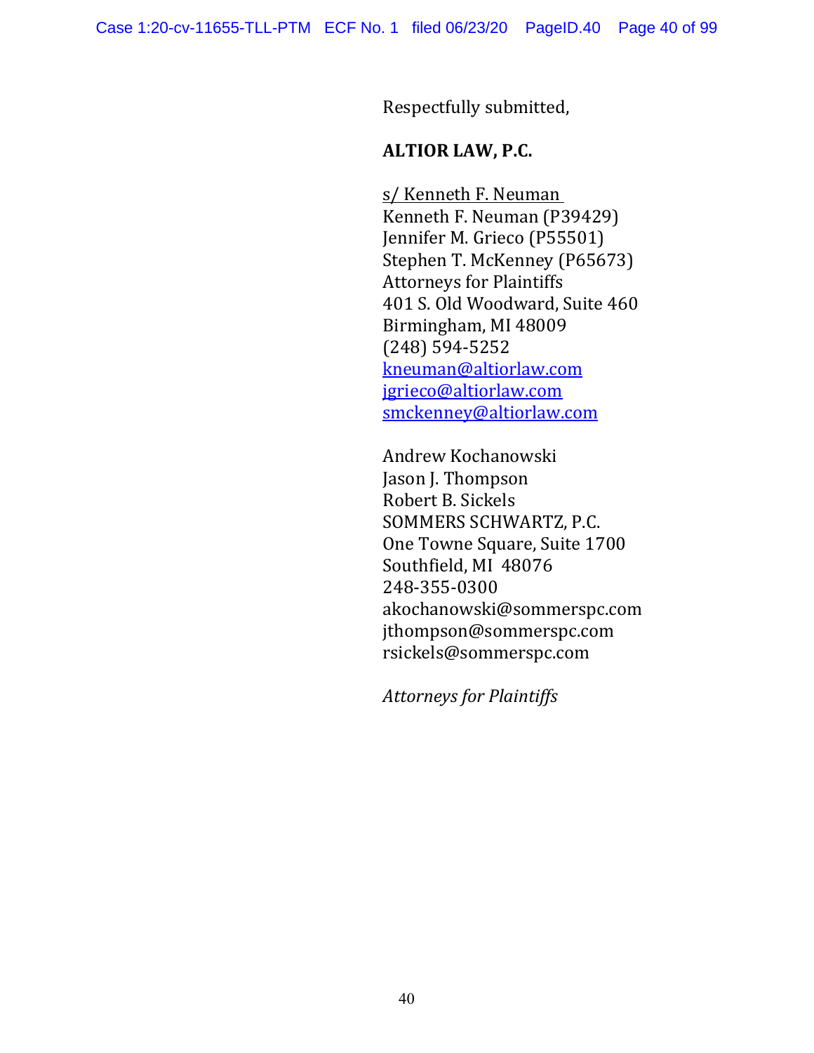Respectfully submitted,

**ALTIOR LAW, P.C.**

s/ Kenneth F. Neuman
Kenneth F. Neuman (P39429)
Jennifer M. Grieco (P55501)
Stephen T. McKenney (P65673)
Attorneys for Plaintiffs
401 S. Old Woodward, Suite 460
Birmingham, MI 48009
(248) 594-5252
kneuman@altiorlaw.com
jgrieco@altiorlaw.com
smckenney@altiorlaw.com

Andrew Kochanowski
Jason J. Thompson
Robert B. Sickels
SOMMERS SCHWARTZ, P.C.
One Towne Square, Suite 1700
Southfield, MI 48076
248-355-0300
akochanowski@sommerspc.com
jthompson@sommerspc.com
rsickels@sommerspc.com

*Attorneys for Plaintiffs*